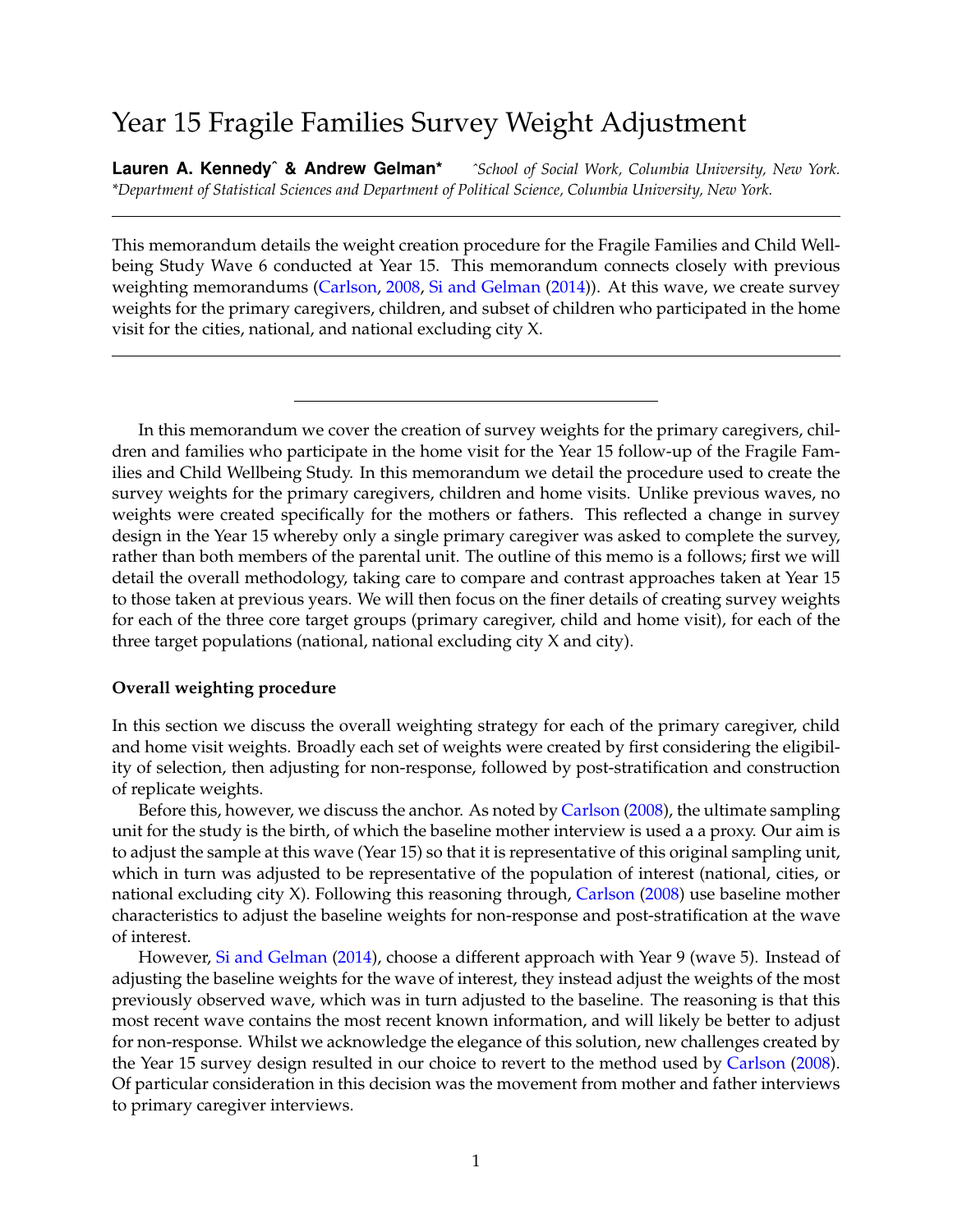# Year 15 Fragile Families Survey Weight Adjustment

**Lauren A. Kennedy^ & Andrew Gelman*** *^School of Social Work, Columbia University, New York.*
*\*Department of Statistical Sciences and Department of Political Science, Columbia University, New York.*

---

This memorandum details the weight creation procedure for the Fragile Families and Child Wellbeing Study Wave 6 conducted at Year 15. This memorandum connects closely with previous weighting memorandums (Carlson, 2008, Si and Gelman (2014)). At this wave, we create survey weights for the primary caregivers, children, and subset of children who participated in the home visit for the cities, national, and national excluding city X.

---

In this memorandum we cover the creation of survey weights for the primary caregivers, children and families who participate in the home visit for the Year 15 follow-up of the Fragile Families and Child Wellbeing Study. In this memorandum we detail the procedure used to create the survey weights for the primary caregivers, children and home visits. Unlike previous waves, no weights were created specifically for the mothers or fathers. This reflected a change in survey design in the Year 15 whereby only a single primary caregiver was asked to complete the survey, rather than both members of the parental unit. The outline of this memo is a follows; first we will detail the overall methodology, taking care to compare and contrast approaches taken at Year 15 to those taken at previous years. We will then focus on the finer details of creating survey weights for each of the three core target groups (primary caregiver, child and home visit), for each of the three target populations (national, national excluding city X and city).

**Overall weighting procedure**

In this section we discuss the overall weighting strategy for each of the primary caregiver, child and home visit weights. Broadly each set of weights were created by first considering the eligibility of selection, then adjusting for non-response, followed by post-stratification and construction of replicate weights.

Before this, however, we discuss the anchor. As noted by Carlson (2008), the ultimate sampling unit for the study is the birth, of which the baseline mother interview is used a a proxy. Our aim is to adjust the sample at this wave (Year 15) so that it is representative of this original sampling unit, which in turn was adjusted to be representative of the population of interest (national, cities, or national excluding city X). Following this reasoning through, Carlson (2008) use baseline mother characteristics to adjust the baseline weights for non-response and post-stratification at the wave of interest.

However, Si and Gelman (2014), choose a different approach with Year 9 (wave 5). Instead of adjusting the baseline weights for the wave of interest, they instead adjust the weights of the most previously observed wave, which was in turn adjusted to the baseline. The reasoning is that this most recent wave contains the most recent known information, and will likely be better to adjust for non-response. Whilst we acknowledge the elegance of this solution, new challenges created by the Year 15 survey design resulted in our choice to revert to the method used by Carlson (2008). Of particular consideration in this decision was the movement from mother and father interviews to primary caregiver interviews.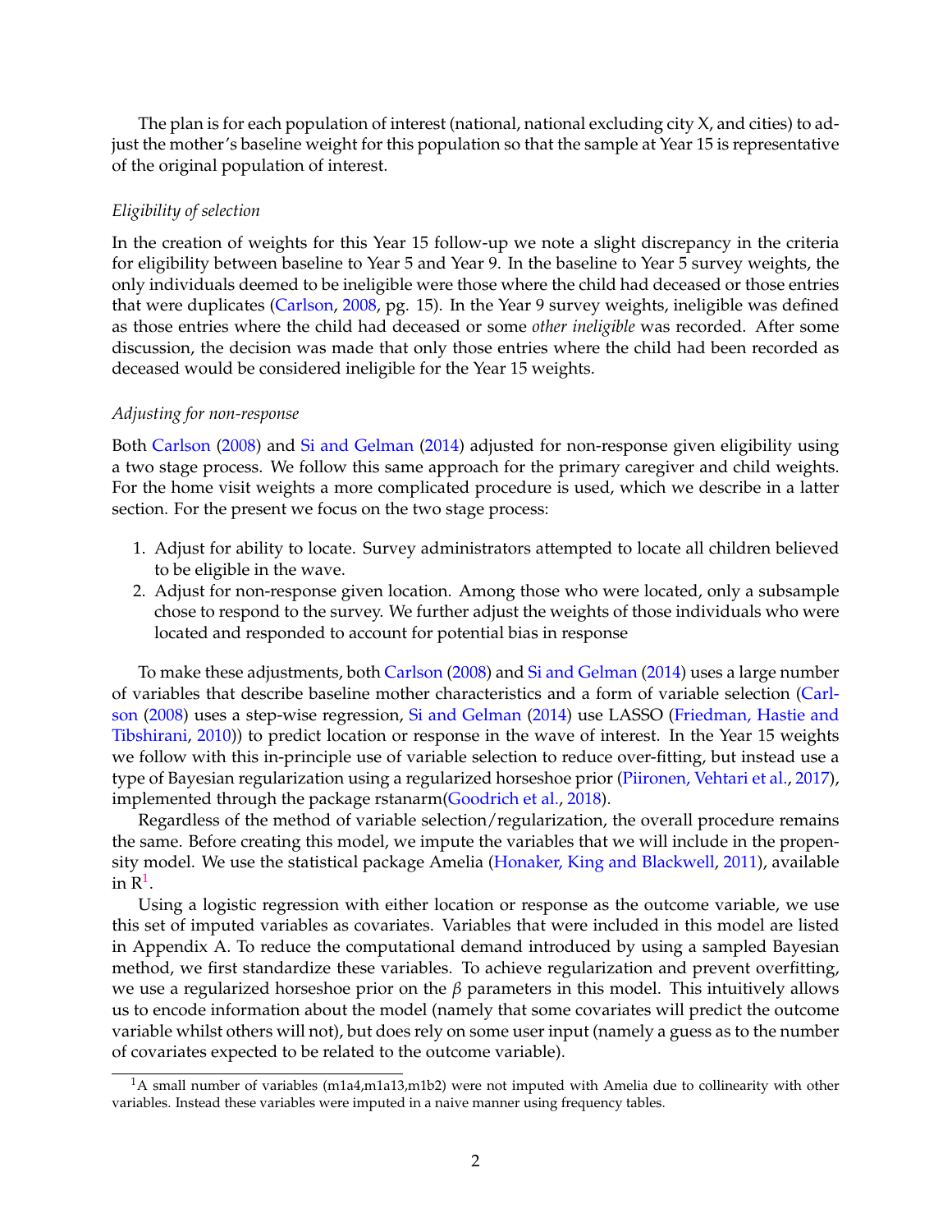The plan is for each population of interest (national, national excluding city X, and cities) to adjust the mother's baseline weight for this population so that the sample at Year 15 is representative of the original population of interest.

*Eligibility of selection*

In the creation of weights for this Year 15 follow-up we note a slight discrepancy in the criteria for eligibility between baseline to Year 5 and Year 9. In the baseline to Year 5 survey weights, the only individuals deemed to be ineligible were those where the child had deceased or those entries that were duplicates (Carlson, 2008, pg. 15). In the Year 9 survey weights, ineligible was defined as those entries where the child had deceased or some *other ineligible* was recorded. After some discussion, the decision was made that only those entries where the child had been recorded as deceased would be considered ineligible for the Year 15 weights.

*Adjusting for non-response*

Both Carlson (2008) and Si and Gelman (2014) adjusted for non-response given eligibility using a two stage process. We follow this same approach for the primary caregiver and child weights. For the home visit weights a more complicated procedure is used, which we describe in a latter section. For the present we focus on the two stage process:

1. Adjust for ability to locate. Survey administrators attempted to locate all children believed to be eligible in the wave.
2. Adjust for non-response given location. Among those who were located, only a subsample chose to respond to the survey. We further adjust the weights of those individuals who were located and responded to account for potential bias in response

To make these adjustments, both Carlson (2008) and Si and Gelman (2014) uses a large number of variables that describe baseline mother characteristics and a form of variable selection (Carlson (2008) uses a step-wise regression, Si and Gelman (2014) use LASSO (Friedman, Hastie and Tibshirani, 2010)) to predict location or response in the wave of interest. In the Year 15 weights we follow with this in-principle use of variable selection to reduce over-fitting, but instead use a type of Bayesian regularization using a regularized horseshoe prior (Piironen, Vehtari et al., 2017), implemented through the package rstanarm(Goodrich et al., 2018).

Regardless of the method of variable selection/regularization, the overall procedure remains the same. Before creating this model, we impute the variables that we will include in the propensity model. We use the statistical package Amelia (Honaker, King and Blackwell, 2011), available in R[1].

Using a logistic regression with either location or response as the outcome variable, we use this set of imputed variables as covariates. Variables that were included in this model are listed in Appendix A. To reduce the computational demand introduced by using a sampled Bayesian method, we first standardize these variables. To achieve regularization and prevent overfitting, we use a regularized horseshoe prior on the $\beta$ parameters in this model. This intuitively allows us to encode information about the model (namely that some covariates will predict the outcome variable whilst others will not), but does rely on some user input (namely a guess as to the number of covariates expected to be related to the outcome variable).

[1] A small number of variables (m1a4,m1a13,m1b2) were not imputed with Amelia due to collinearity with other variables. Instead these variables were imputed in a naive manner using frequency tables.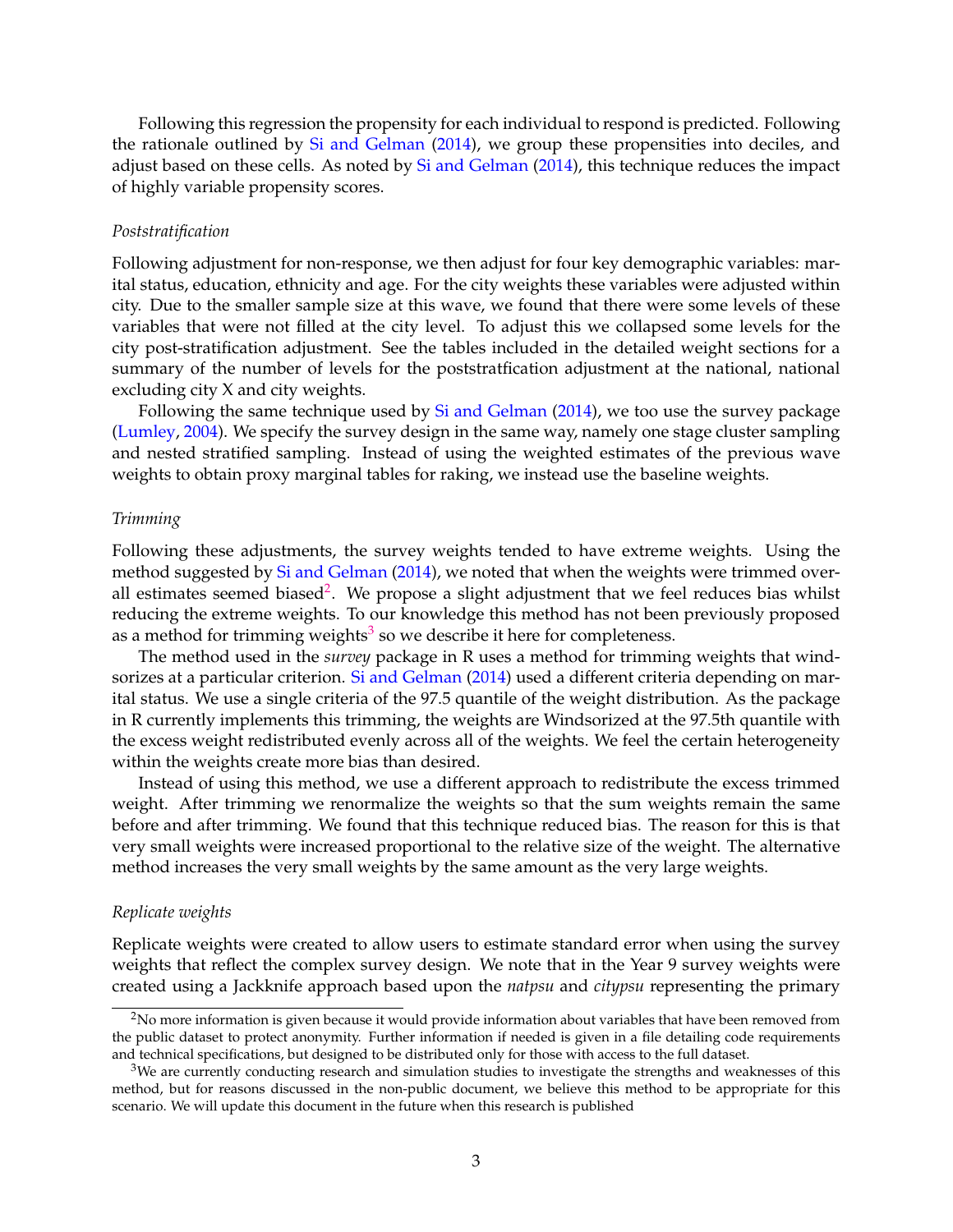Following this regression the propensity for each individual to respond is predicted. Following the rationale outlined by Si and Gelman (2014), we group these propensities into deciles, and adjust based on these cells. As noted by Si and Gelman (2014), this technique reduces the impact of highly variable propensity scores.

*Poststratification*

Following adjustment for non-response, we then adjust for four key demographic variables: marital status, education, ethnicity and age. For the city weights these variables were adjusted within city. Due to the smaller sample size at this wave, we found that there were some levels of these variables that were not filled at the city level. To adjust this we collapsed some levels for the city post-stratification adjustment. See the tables included in the detailed weight sections for a summary of the number of levels for the poststratfication adjustment at the national, national excluding city X and city weights.

Following the same technique used by Si and Gelman (2014), we too use the survey package (Lumley, 2004). We specify the survey design in the same way, namely one stage cluster sampling and nested stratified sampling. Instead of using the weighted estimates of the previous wave weights to obtain proxy marginal tables for raking, we instead use the baseline weights.

*Trimming*

Following these adjustments, the survey weights tended to have extreme weights. Using the method suggested by Si and Gelman (2014), we noted that when the weights were trimmed overall estimates seemed biased[2]. We propose a slight adjustment that we feel reduces bias whilst reducing the extreme weights. To our knowledge this method has not been previously proposed as a method for trimming weights[3] so we describe it here for completeness.

The method used in the *survey* package in R uses a method for trimming weights that windsorizes at a particular criterion. Si and Gelman (2014) used a different criteria depending on marital status. We use a single criteria of the 97.5 quantile of the weight distribution. As the package in R currently implements this trimming, the weights are Windsorized at the 97.5th quantile with the excess weight redistributed evenly across all of the weights. We feel the certain heterogeneity within the weights create more bias than desired.

Instead of using this method, we use a different approach to redistribute the excess trimmed weight. After trimming we renormalize the weights so that the sum weights remain the same before and after trimming. We found that this technique reduced bias. The reason for this is that very small weights were increased proportional to the relative size of the weight. The alternative method increases the very small weights by the same amount as the very large weights.

*Replicate weights*

Replicate weights were created to allow users to estimate standard error when using the survey weights that reflect the complex survey design. We note that in the Year 9 survey weights were created using a Jackknife approach based upon the *natpsu* and *citypsu* representing the primary

[2] No more information is given because it would provide information about variables that have been removed from the public dataset to protect anonymity. Further information if needed is given in a file detailing code requirements and technical specifications, but designed to be distributed only for those with access to the full dataset.

[3] We are currently conducting research and simulation studies to investigate the strengths and weaknesses of this method, but for reasons discussed in the non-public document, we believe this method to be appropriate for this scenario. We will update this document in the future when this research is published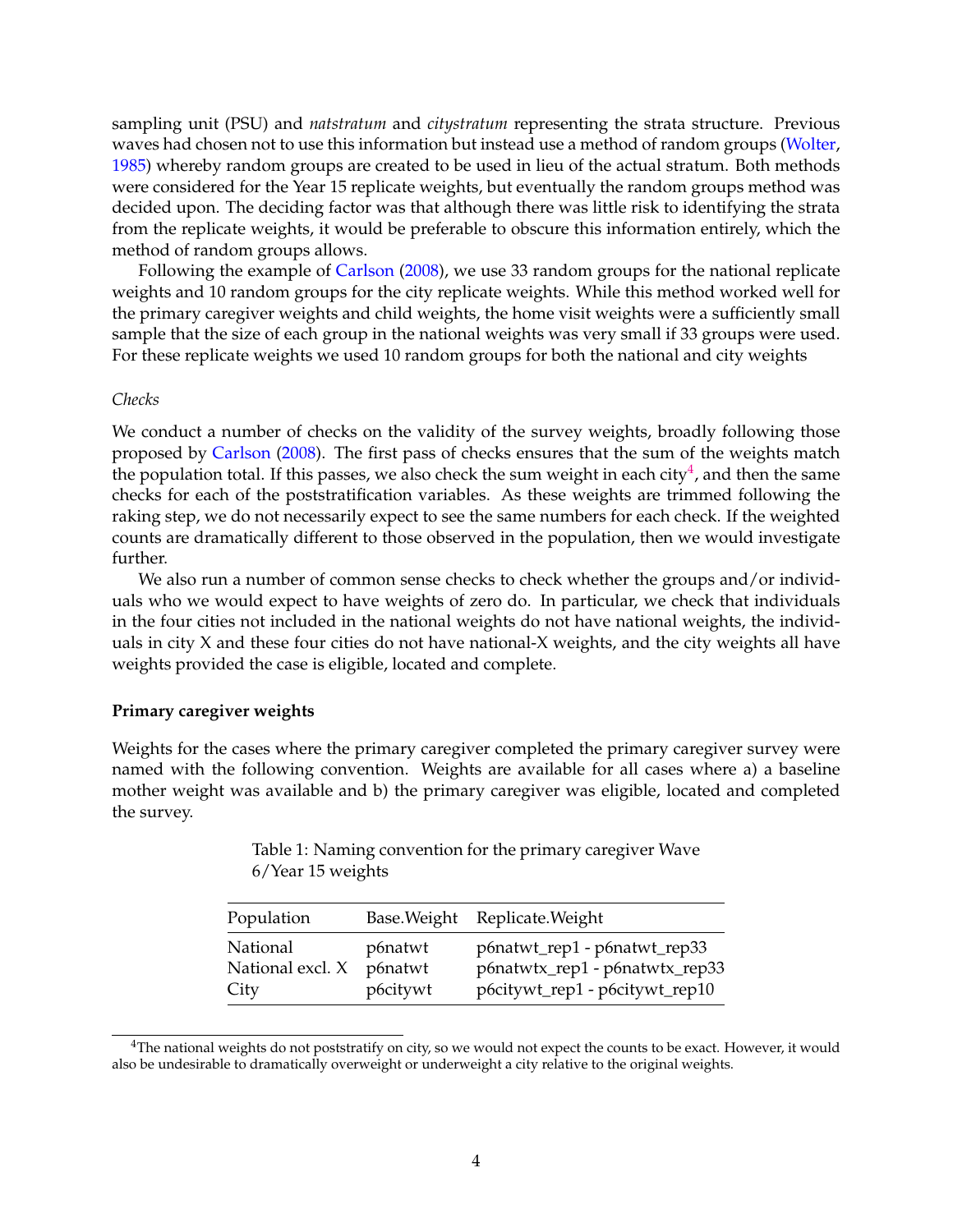sampling unit (PSU) and *natstratum* and *citystratum* representing the strata structure. Previous waves had chosen not to use this information but instead use a method of random groups (Wolter, 1985) whereby random groups are created to be used in lieu of the actual stratum. Both methods were considered for the Year 15 replicate weights, but eventually the random groups method was decided upon. The deciding factor was that although there was little risk to identifying the strata from the replicate weights, it would be preferable to obscure this information entirely, which the method of random groups allows.

Following the example of Carlson (2008), we use 33 random groups for the national replicate weights and 10 random groups for the city replicate weights. While this method worked well for the primary caregiver weights and child weights, the home visit weights were a sufficiently small sample that the size of each group in the national weights was very small if 33 groups were used. For these replicate weights we used 10 random groups for both the national and city weights

*Checks*

We conduct a number of checks on the validity of the survey weights, broadly following those proposed by Carlson (2008). The first pass of checks ensures that the sum of the weights match the population total. If this passes, we also check the sum weight in each city[4], and then the same checks for each of the poststratification variables. As these weights are trimmed following the raking step, we do not necessarily expect to see the same numbers for each check. If the weighted counts are dramatically different to those observed in the population, then we would investigate further.

We also run a number of common sense checks to check whether the groups and/or individuals who we would expect to have weights of zero do. In particular, we check that individuals in the four cities not included in the national weights do not have national weights, the individuals in city X and these four cities do not have national-X weights, and the city weights all have weights provided the case is eligible, located and complete.

### Primary caregiver weights

Weights for the cases where the primary caregiver completed the primary caregiver survey were named with the following convention. Weights are available for all cases where a) a baseline mother weight was available and b) the primary caregiver was eligible, located and completed the survey.

Table 1: Naming convention for the primary caregiver Wave 6/Year 15 weights

| Population | Base.Weight | Replicate.Weight |
|---|---|---|
| National | p6natwt | p6natwt_rep1 - p6natwt_rep33 |
| National excl. X | p6natwt | p6natwtx_rep1 - p6natwtx_rep33 |
| City | p6citywt | p6citywt_rep1 - p6citywt_rep10 |

[4]The national weights do not poststratify on city, so we would not expect the counts to be exact. However, it would also be undesirable to dramatically overweight or underweight a city relative to the original weights.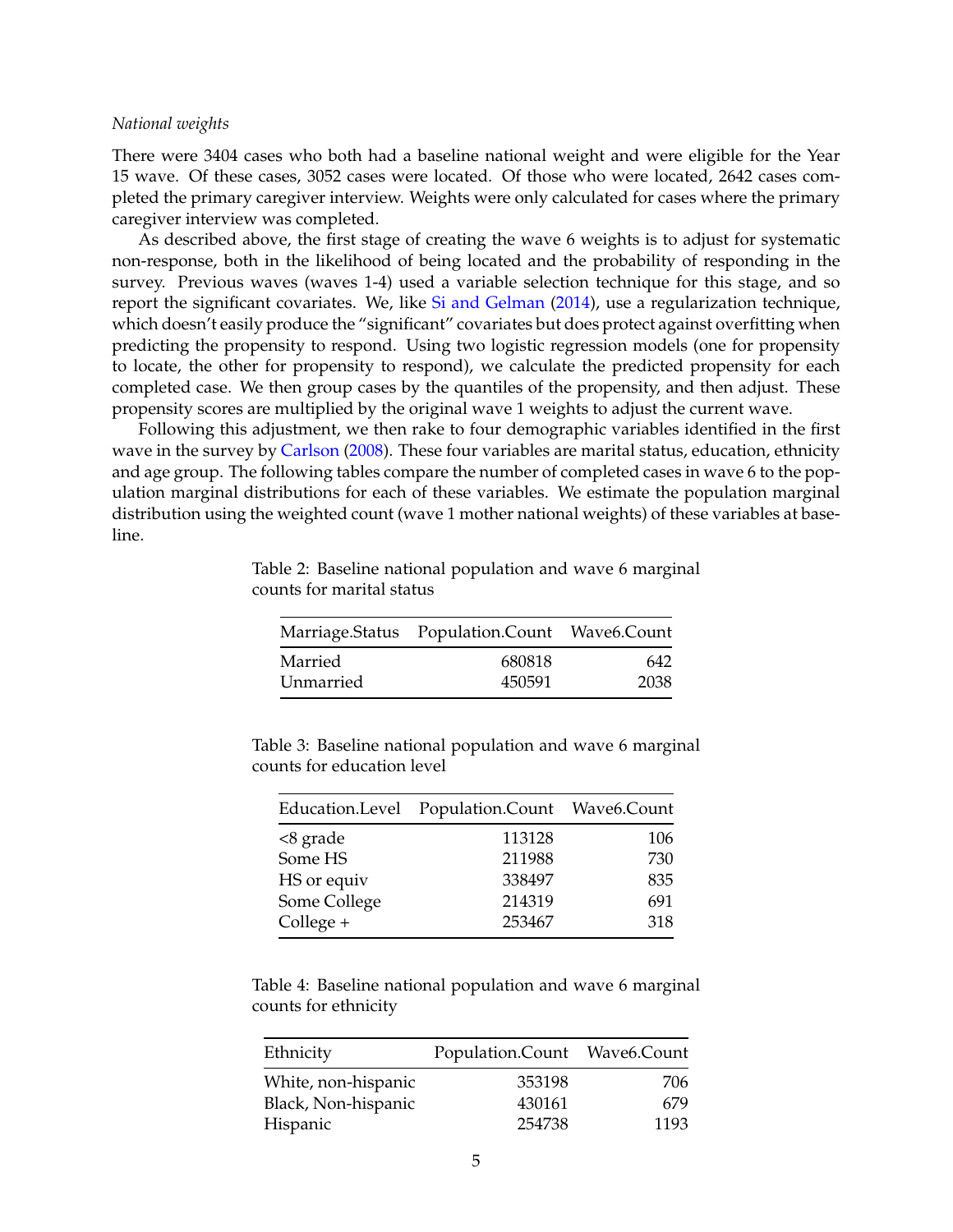*National weights*

There were 3404 cases who both had a baseline national weight and were eligible for the Year 15 wave. Of these cases, 3052 cases were located. Of those who were located, 2642 cases completed the primary caregiver interview. Weights were only calculated for cases where the primary caregiver interview was completed.

As described above, the first stage of creating the wave 6 weights is to adjust for systematic non-response, both in the likelihood of being located and the probability of responding in the survey. Previous waves (waves 1-4) used a variable selection technique for this stage, and so report the significant covariates. We, like Si and Gelman (2014), use a regularization technique, which doesn't easily produce the "significant" covariates but does protect against overfitting when predicting the propensity to respond. Using two logistic regression models (one for propensity to locate, the other for propensity to respond), we calculate the predicted propensity for each completed case. We then group cases by the quantiles of the propensity, and then adjust. These propensity scores are multiplied by the original wave 1 weights to adjust the current wave.

Following this adjustment, we then rake to four demographic variables identified in the first wave in the survey by Carlson (2008). These four variables are marital status, education, ethnicity and age group. The following tables compare the number of completed cases in wave 6 to the population marginal distributions for each of these variables. We estimate the population marginal distribution using the weighted count (wave 1 mother national weights) of these variables at baseline.

Table 2: Baseline national population and wave 6 marginal counts for marital status

| Marriage.Status | Population.Count | Wave6.Count |
|---|---:|---:|
| Married | 680818 | 642 |
| Unmarried | 450591 | 2038 |

Table 3: Baseline national population and wave 6 marginal counts for education level

| Education.Level | Population.Count | Wave6.Count |
|---|---:|---:|
| <8 grade | 113128 | 106 |
| Some HS | 211988 | 730 |
| HS or equiv | 338497 | 835 |
| Some College | 214319 | 691 |
| College + | 253467 | 318 |

Table 4: Baseline national population and wave 6 marginal counts for ethnicity

| Ethnicity | Population.Count | Wave6.Count |
|---|---:|---:|
| White, non-hispanic | 353198 | 706 |
| Black, Non-hispanic | 430161 | 679 |
| Hispanic | 254738 | 1193 |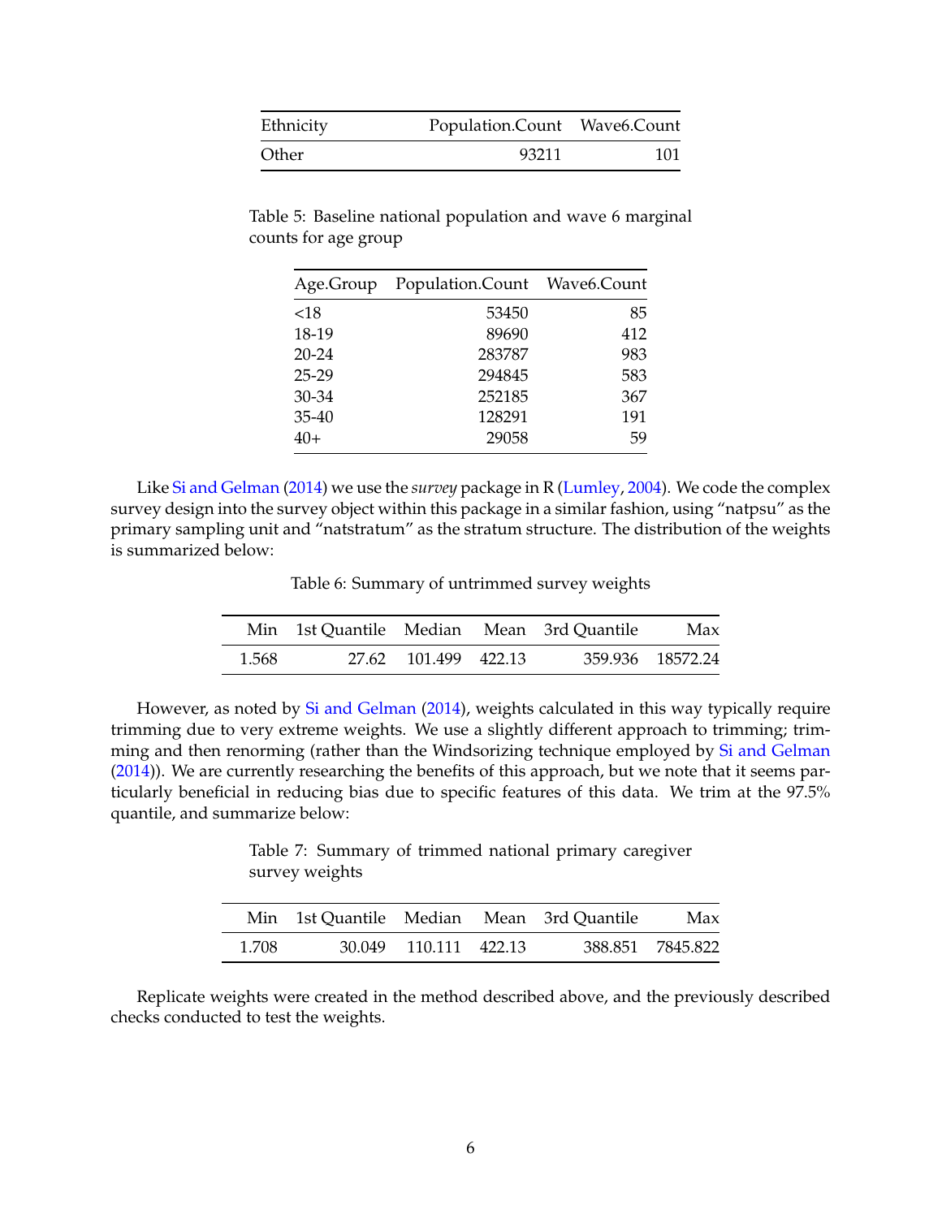| Ethnicity | Population.Count | Wave6.Count |
|---|---|---|
| Other | 93211 | 101 |

Table 5: Baseline national population and wave 6 marginal counts for age group

| Age.Group | Population.Count | Wave6.Count |
|---|---|---|
| <18 | 53450 | 85 |
| 18-19 | 89690 | 412 |
| 20-24 | 283787 | 983 |
| 25-29 | 294845 | 583 |
| 30-34 | 252185 | 367 |
| 35-40 | 128291 | 191 |
| 40+ | 29058 | 59 |

Like Si and Gelman (2014) we use the *survey* package in R (Lumley, 2004). We code the complex survey design into the survey object within this package in a similar fashion, using "natpsu" as the primary sampling unit and "natstratum" as the stratum structure. The distribution of the weights is summarized below:

Table 6: Summary of untrimmed survey weights

| Min | 1st Quantile | Median | Mean | 3rd Quantile | Max |
|---|---|---|---|---|---|
| 1.568 | 27.62 | 101.499 | 422.13 | 359.936 | 18572.24 |

However, as noted by Si and Gelman (2014), weights calculated in this way typically require trimming due to very extreme weights. We use a slightly different approach to trimming; trimming and then renorming (rather than the Windsorizing technique employed by Si and Gelman (2014)). We are currently researching the benefits of this approach, but we note that it seems particularly beneficial in reducing bias due to specific features of this data. We trim at the 97.5% quantile, and summarize below:

Table 7: Summary of trimmed national primary caregiver survey weights

| Min | 1st Quantile | Median | Mean | 3rd Quantile | Max |
|---|---|---|---|---|---|
| 1.708 | 30.049 | 110.111 | 422.13 | 388.851 | 7845.822 |

Replicate weights were created in the method described above, and the previously described checks conducted to test the weights.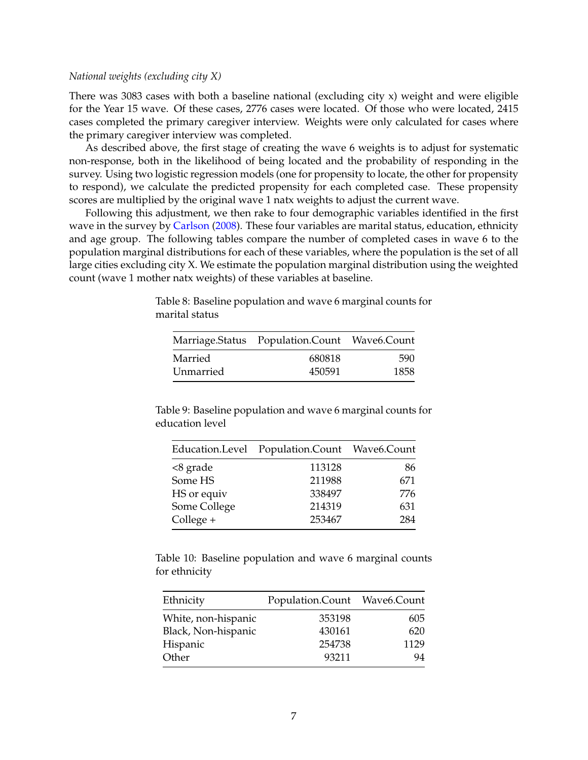*National weights (excluding city X)*

There was 3083 cases with both a baseline national (excluding city x) weight and were eligible for the Year 15 wave. Of these cases, 2776 cases were located. Of those who were located, 2415 cases completed the primary caregiver interview. Weights were only calculated for cases where the primary caregiver interview was completed.

As described above, the first stage of creating the wave 6 weights is to adjust for systematic non-response, both in the likelihood of being located and the probability of responding in the survey. Using two logistic regression models (one for propensity to locate, the other for propensity to respond), we calculate the predicted propensity for each completed case. These propensity scores are multiplied by the original wave 1 natx weights to adjust the current wave.

Following this adjustment, we then rake to four demographic variables identified in the first wave in the survey by Carlson (2008). These four variables are marital status, education, ethnicity and age group. The following tables compare the number of completed cases in wave 6 to the population marginal distributions for each of these variables, where the population is the set of all large cities excluding city X. We estimate the population marginal distribution using the weighted count (wave 1 mother natx weights) of these variables at baseline.

Table 8: Baseline population and wave 6 marginal counts for marital status

| Marriage.Status | Population.Count | Wave6.Count |
|---|---|---|
| Married | 680818 | 590 |
| Unmarried | 450591 | 1858 |

Table 9: Baseline population and wave 6 marginal counts for education level

| Education.Level | Population.Count | Wave6.Count |
|---|---|---|
| <8 grade | 113128 | 86 |
| Some HS | 211988 | 671 |
| HS or equiv | 338497 | 776 |
| Some College | 214319 | 631 |
| College + | 253467 | 284 |

Table 10: Baseline population and wave 6 marginal counts for ethnicity

| Ethnicity | Population.Count | Wave6.Count |
|---|---|---|
| White, non-hispanic | 353198 | 605 |
| Black, Non-hispanic | 430161 | 620 |
| Hispanic | 254738 | 1129 |
| Other | 93211 | 94 |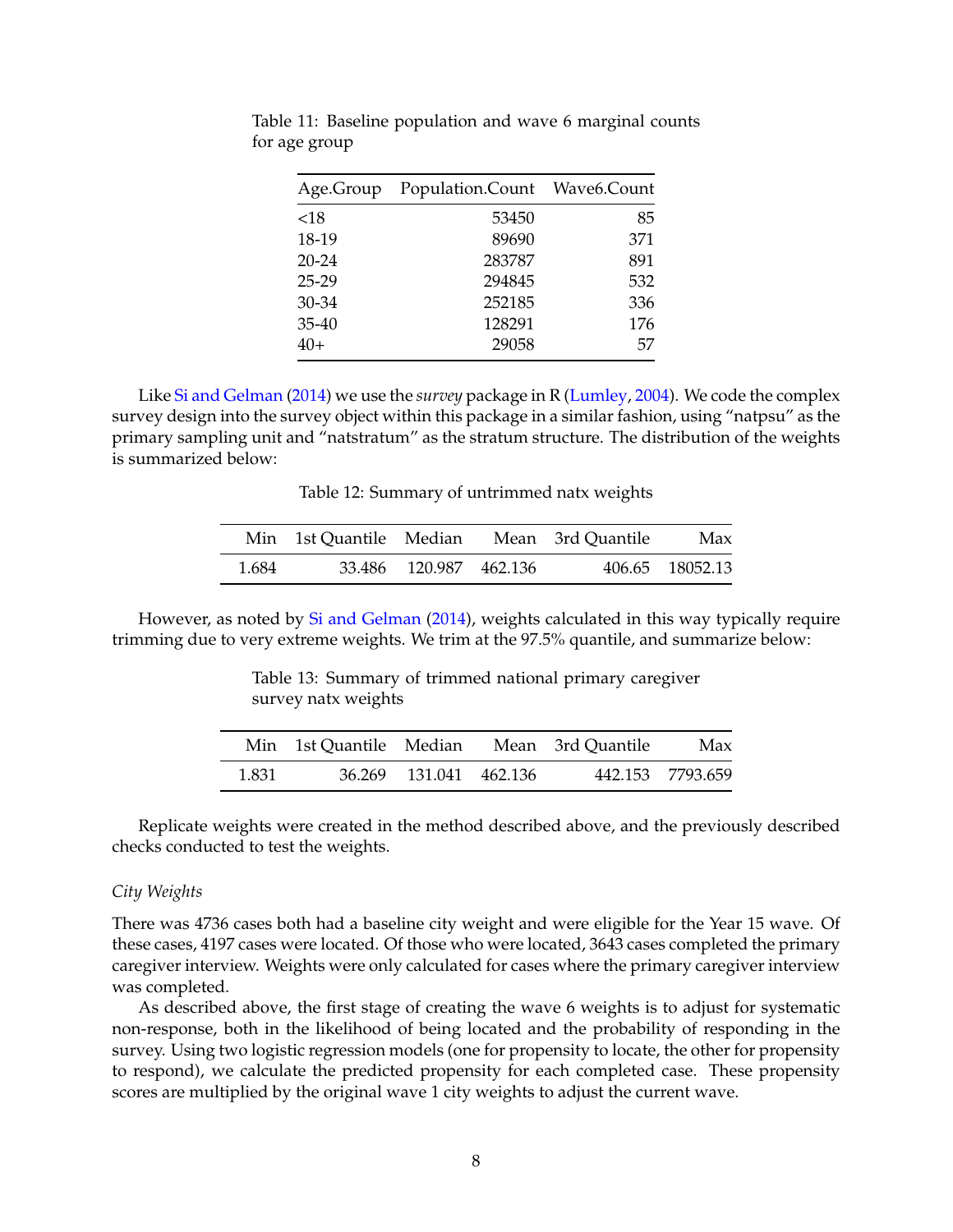Table 11: Baseline population and wave 6 marginal counts for age group

| Age.Group | Population.Count | Wave6.Count |
|---|---|---|
| <18 | 53450 | 85 |
| 18-19 | 89690 | 371 |
| 20-24 | 283787 | 891 |
| 25-29 | 294845 | 532 |
| 30-34 | 252185 | 336 |
| 35-40 | 128291 | 176 |
| 40+ | 29058 | 57 |

Like Si and Gelman (2014) we use the *survey* package in R (Lumley, 2004). We code the complex survey design into the survey object within this package in a similar fashion, using "natpsu" as the primary sampling unit and "natstratum" as the stratum structure. The distribution of the weights is summarized below:

Table 12: Summary of untrimmed natx weights

| Min | 1st Quantile | Median | Mean | 3rd Quantile | Max |
|---|---|---|---|---|---|
| 1.684 | 33.486 | 120.987 | 462.136 | 406.65 | 18052.13 |

However, as noted by Si and Gelman (2014), weights calculated in this way typically require trimming due to very extreme weights. We trim at the 97.5% quantile, and summarize below:

Table 13: Summary of trimmed national primary caregiver survey natx weights

| Min | 1st Quantile | Median | Mean | 3rd Quantile | Max |
|---|---|---|---|---|---|
| 1.831 | 36.269 | 131.041 | 462.136 | 442.153 | 7793.659 |

Replicate weights were created in the method described above, and the previously described checks conducted to test the weights.

*City Weights*

There was 4736 cases both had a baseline city weight and were eligible for the Year 15 wave. Of these cases, 4197 cases were located. Of those who were located, 3643 cases completed the primary caregiver interview. Weights were only calculated for cases where the primary caregiver interview was completed.

As described above, the first stage of creating the wave 6 weights is to adjust for systematic non-response, both in the likelihood of being located and the probability of responding in the survey. Using two logistic regression models (one for propensity to locate, the other for propensity to respond), we calculate the predicted propensity for each completed case. These propensity scores are multiplied by the original wave 1 city weights to adjust the current wave.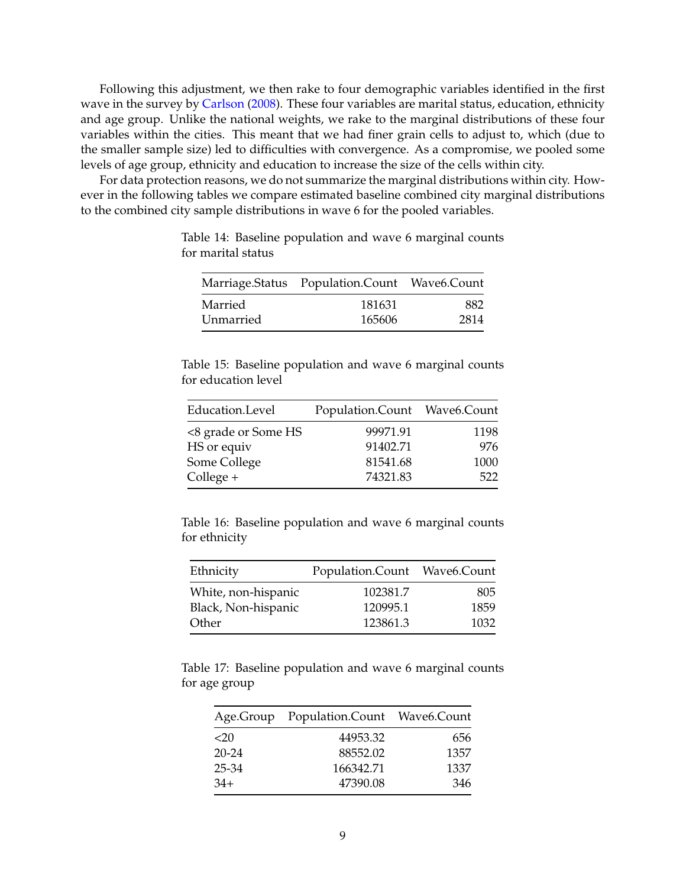Following this adjustment, we then rake to four demographic variables identified in the first wave in the survey by Carlson (2008). These four variables are marital status, education, ethnicity and age group. Unlike the national weights, we rake to the marginal distributions of these four variables within the cities. This meant that we had finer grain cells to adjust to, which (due to the smaller sample size) led to difficulties with convergence. As a compromise, we pooled some levels of age group, ethnicity and education to increase the size of the cells within city.

For data protection reasons, we do not summarize the marginal distributions within city. However in the following tables we compare estimated baseline combined city marginal distributions to the combined city sample distributions in wave 6 for the pooled variables.

Table 14: Baseline population and wave 6 marginal counts for marital status

| Marriage.Status | Population.Count | Wave6.Count |
|---|---:|---:|
| Married | 181631 | 882 |
| Unmarried | 165606 | 2814 |

Table 15: Baseline population and wave 6 marginal counts for education level

| Education.Level | Population.Count | Wave6.Count |
|---|---:|---:|
| <8 grade or Some HS | 99971.91 | 1198 |
| HS or equiv | 91402.71 | 976 |
| Some College | 81541.68 | 1000 |
| College + | 74321.83 | 522 |

Table 16: Baseline population and wave 6 marginal counts for ethnicity

| Ethnicity | Population.Count | Wave6.Count |
|---|---:|---:|
| White, non-hispanic | 102381.7 | 805 |
| Black, Non-hispanic | 120995.1 | 1859 |
| Other | 123861.3 | 1032 |

Table 17: Baseline population and wave 6 marginal counts for age group

| Age.Group | Population.Count | Wave6.Count |
|---|---:|---:|
| <20 | 44953.32 | 656 |
| 20-24 | 88552.02 | 1357 |
| 25-34 | 166342.71 | 1337 |
| 34+ | 47390.08 | 346 |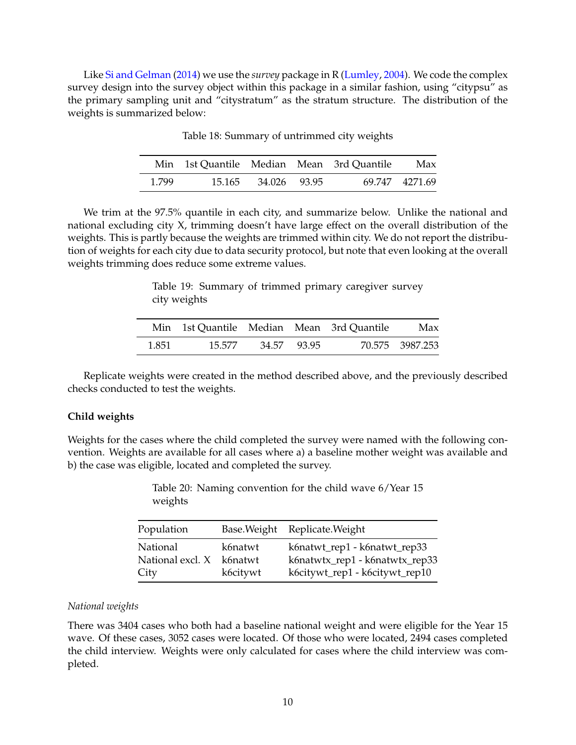Like Si and Gelman (2014) we use the *survey* package in R (Lumley, 2004). We code the complex survey design into the survey object within this package in a similar fashion, using "citypsu" as the primary sampling unit and "citystratum" as the stratum structure. The distribution of the weights is summarized below:

Table 18: Summary of untrimmed city weights

| Min | 1st Quantile | Median | Mean | 3rd Quantile | Max |
|---|---|---|---|---|---|
| 1.799 | 15.165 | 34.026 | 93.95 | 69.747 | 4271.69 |

We trim at the 97.5% quantile in each city, and summarize below. Unlike the national and national excluding city X, trimming doesn't have large effect on the overall distribution of the weights. This is partly because the weights are trimmed within city. We do not report the distribution of weights for each city due to data security protocol, but note that even looking at the overall weights trimming does reduce some extreme values.

Table 19: Summary of trimmed primary caregiver survey city weights

| Min | 1st Quantile | Median | Mean | 3rd Quantile | Max |
|---|---|---|---|---|---|
| 1.851 | 15.577 | 34.57 | 93.95 | 70.575 | 3987.253 |

Replicate weights were created in the method described above, and the previously described checks conducted to test the weights.

**Child weights**

Weights for the cases where the child completed the survey were named with the following convention. Weights are available for all cases where a) a baseline mother weight was available and b) the case was eligible, located and completed the survey.

Table 20: Naming convention for the child wave 6/Year 15 weights

| Population | Base.Weight | Replicate.Weight |
|---|---|---|
| National | k6natwt | k6natwt_rep1 - k6natwt_rep33 |
| National excl. X | k6natwt | k6natwtx_rep1 - k6natwtx_rep33 |
| City | k6citywt | k6citywt_rep1 - k6citywt_rep10 |

*National weights*

There was 3404 cases who both had a baseline national weight and were eligible for the Year 15 wave. Of these cases, 3052 cases were located. Of those who were located, 2494 cases completed the child interview. Weights were only calculated for cases where the child interview was completed.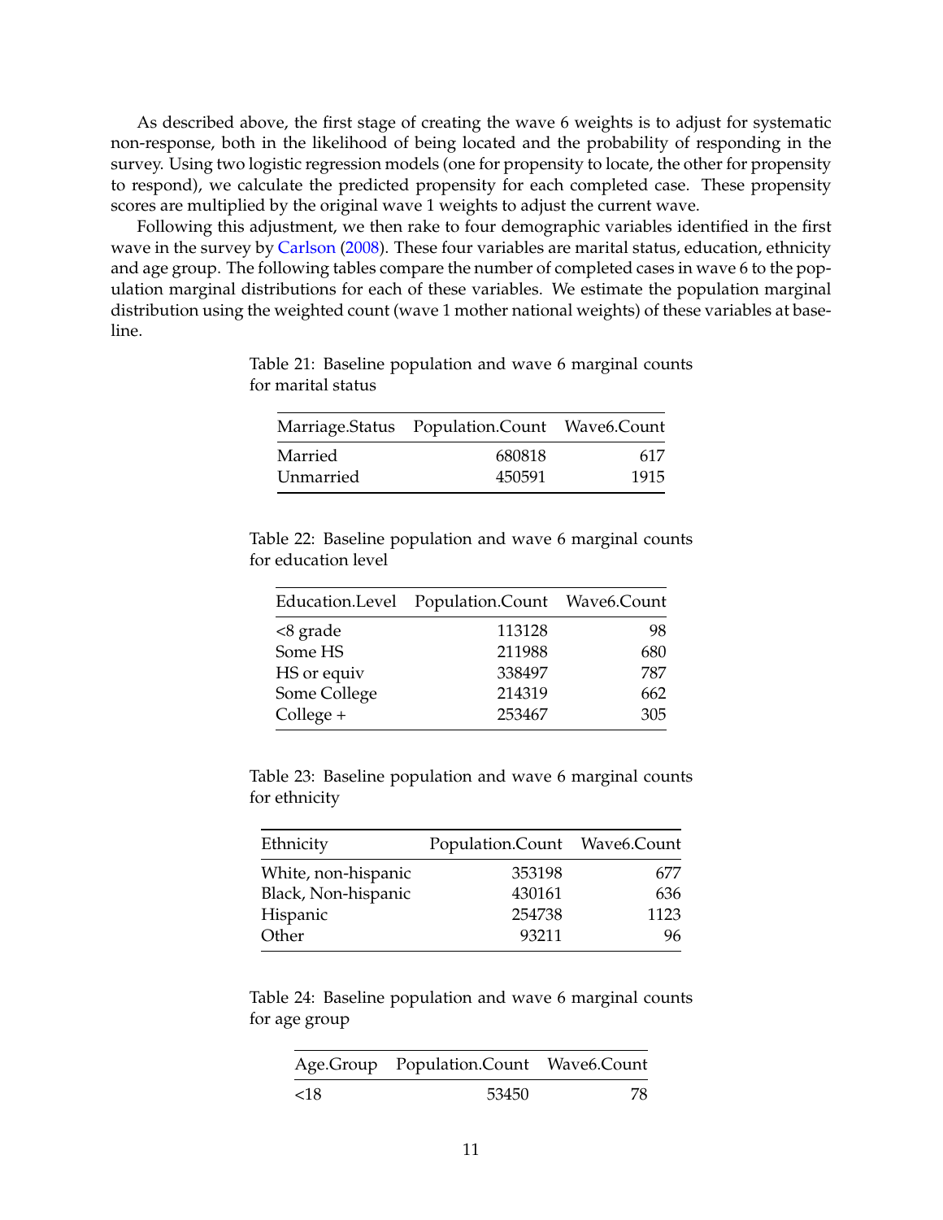As described above, the first stage of creating the wave 6 weights is to adjust for systematic non-response, both in the likelihood of being located and the probability of responding in the survey. Using two logistic regression models (one for propensity to locate, the other for propensity to respond), we calculate the predicted propensity for each completed case. These propensity scores are multiplied by the original wave 1 weights to adjust the current wave.

Following this adjustment, we then rake to four demographic variables identified in the first wave in the survey by Carlson (2008). These four variables are marital status, education, ethnicity and age group. The following tables compare the number of completed cases in wave 6 to the population marginal distributions for each of these variables. We estimate the population marginal distribution using the weighted count (wave 1 mother national weights) of these variables at baseline.

Table 21: Baseline population and wave 6 marginal counts for marital status

| Marriage.Status | Population.Count | Wave6.Count |
|---|---:|---:|
| Married | 680818 | 617 |
| Unmarried | 450591 | 1915 |

Table 22: Baseline population and wave 6 marginal counts for education level

| Education.Level | Population.Count | Wave6.Count |
|---|---:|---:|
| <8 grade | 113128 | 98 |
| Some HS | 211988 | 680 |
| HS or equiv | 338497 | 787 |
| Some College | 214319 | 662 |
| College + | 253467 | 305 |

Table 23: Baseline population and wave 6 marginal counts for ethnicity

| Ethnicity | Population.Count | Wave6.Count |
|---|---:|---:|
| White, non-hispanic | 353198 | 677 |
| Black, Non-hispanic | 430161 | 636 |
| Hispanic | 254738 | 1123 |
| Other | 93211 | 96 |

Table 24: Baseline population and wave 6 marginal counts for age group

| Age.Group | Population.Count | Wave6.Count |
|---|---:|---:|
| <18 | 53450 | 78 |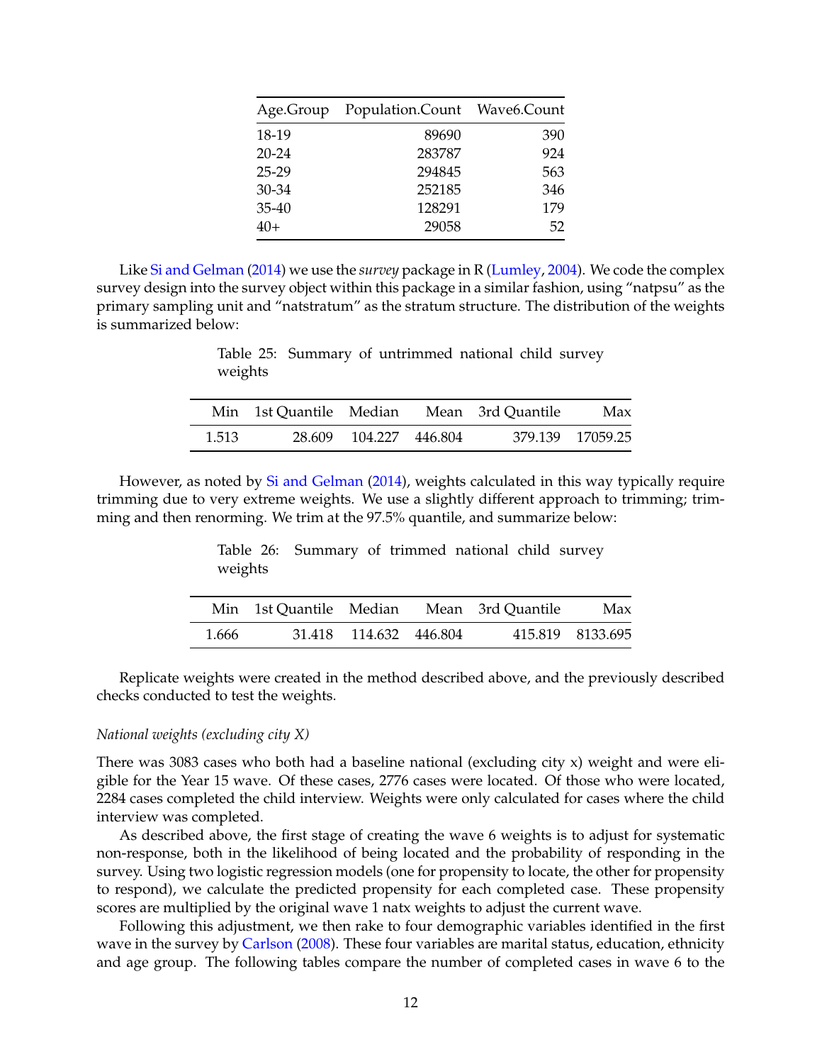| Age.Group | Population.Count | Wave6.Count |
|---|---|---|
| 18-19 | 89690 | 390 |
| 20-24 | 283787 | 924 |
| 25-29 | 294845 | 563 |
| 30-34 | 252185 | 346 |
| 35-40 | 128291 | 179 |
| 40+ | 29058 | 52 |

Like Si and Gelman (2014) we use the *survey* package in R (Lumley, 2004). We code the complex survey design into the survey object within this package in a similar fashion, using “natpsu” as the primary sampling unit and “natstratum” as the stratum structure. The distribution of the weights is summarized below:

Table 25: Summary of untrimmed national child survey weights

| Min | 1st Quantile | Median | Mean | 3rd Quantile | Max |
|---|---|---|---|---|---|
| 1.513 | 28.609 | 104.227 | 446.804 | 379.139 | 17059.25 |

However, as noted by Si and Gelman (2014), weights calculated in this way typically require trimming due to very extreme weights. We use a slightly different approach to trimming; trimming and then renorming. We trim at the 97.5% quantile, and summarize below:

Table 26: Summary of trimmed national child survey weights

| Min | 1st Quantile | Median | Mean | 3rd Quantile | Max |
|---|---|---|---|---|---|
| 1.666 | 31.418 | 114.632 | 446.804 | 415.819 | 8133.695 |

Replicate weights were created in the method described above, and the previously described checks conducted to test the weights.

*National weights (excluding city X)*

There was 3083 cases who both had a baseline national (excluding city x) weight and were eligible for the Year 15 wave. Of these cases, 2776 cases were located. Of those who were located, 2284 cases completed the child interview. Weights were only calculated for cases where the child interview was completed.

As described above, the first stage of creating the wave 6 weights is to adjust for systematic non-response, both in the likelihood of being located and the probability of responding in the survey. Using two logistic regression models (one for propensity to locate, the other for propensity to respond), we calculate the predicted propensity for each completed case. These propensity scores are multiplied by the original wave 1 natx weights to adjust the current wave.

Following this adjustment, we then rake to four demographic variables identified in the first wave in the survey by Carlson (2008). These four variables are marital status, education, ethnicity and age group. The following tables compare the number of completed cases in wave 6 to the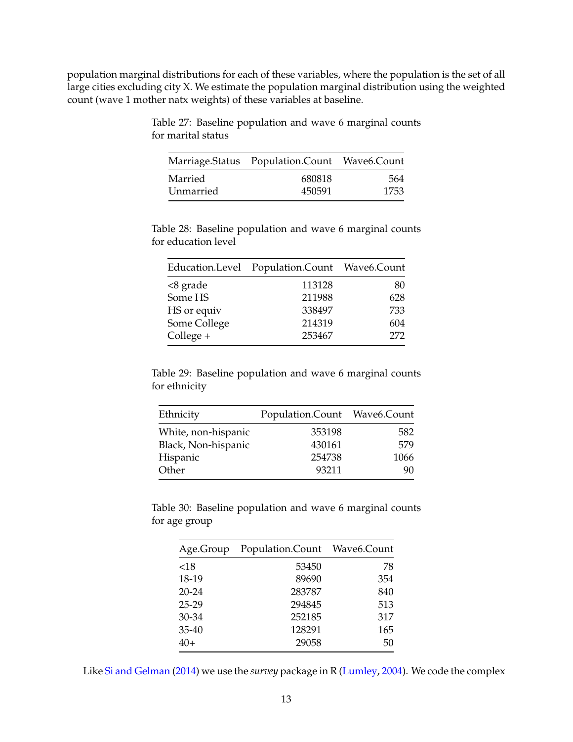population marginal distributions for each of these variables, where the population is the set of all large cities excluding city X. We estimate the population marginal distribution using the weighted count (wave 1 mother natx weights) of these variables at baseline.

Table 27: Baseline population and wave 6 marginal counts for marital status

| Marriage.Status | Population.Count | Wave6.Count |
|---|---|---|
| Married | 680818 | 564 |
| Unmarried | 450591 | 1753 |

Table 28: Baseline population and wave 6 marginal counts for education level

| Education.Level | Population.Count | Wave6.Count |
|---|---|---|
| <8 grade | 113128 | 80 |
| Some HS | 211988 | 628 |
| HS or equiv | 338497 | 733 |
| Some College | 214319 | 604 |
| College + | 253467 | 272 |

Table 29: Baseline population and wave 6 marginal counts for ethnicity

| Ethnicity | Population.Count | Wave6.Count |
|---|---|---|
| White, non-hispanic | 353198 | 582 |
| Black, Non-hispanic | 430161 | 579 |
| Hispanic | 254738 | 1066 |
| Other | 93211 | 90 |

Table 30: Baseline population and wave 6 marginal counts for age group

| Age.Group | Population.Count | Wave6.Count |
|---|---|---|
| <18 | 53450 | 78 |
| 18-19 | 89690 | 354 |
| 20-24 | 283787 | 840 |
| 25-29 | 294845 | 513 |
| 30-34 | 252185 | 317 |
| 35-40 | 128291 | 165 |
| 40+ | 29058 | 50 |

Like Si and Gelman (2014) we use the *survey* package in R (Lumley, 2004). We code the complex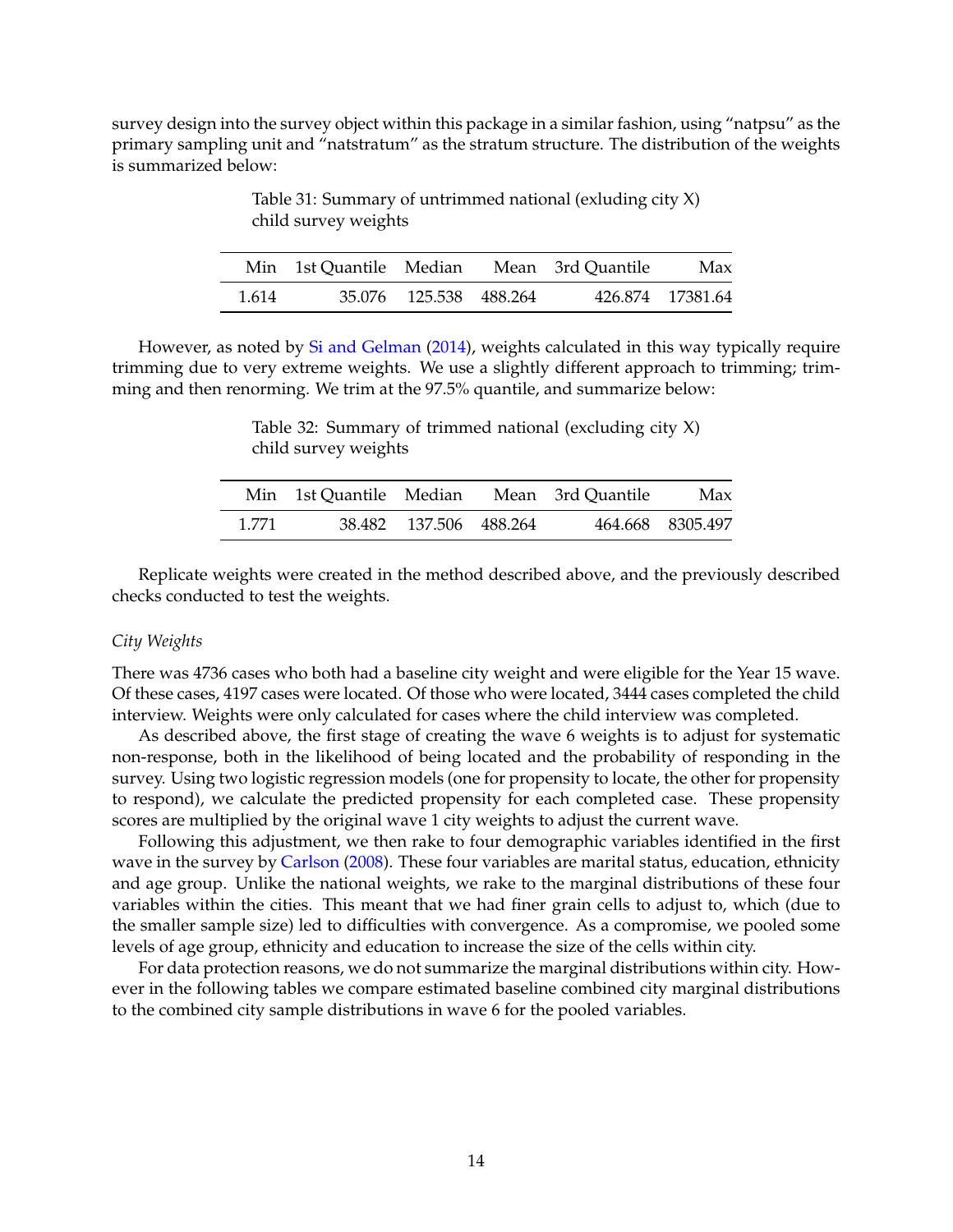survey design into the survey object within this package in a similar fashion, using "natpsu" as the primary sampling unit and "natstratum" as the stratum structure. The distribution of the weights is summarized below:

Table 31: Summary of untrimmed national (exluding city X) child survey weights

| Min | 1st Quantile | Median | Mean | 3rd Quantile | Max |
|---|---|---|---|---|---|
| 1.614 | 35.076 | 125.538 | 488.264 | 426.874 | 17381.64 |

However, as noted by Si and Gelman (2014), weights calculated in this way typically require trimming due to very extreme weights. We use a slightly different approach to trimming; trimming and then renorming. We trim at the 97.5% quantile, and summarize below:

Table 32: Summary of trimmed national (excluding city X) child survey weights

| Min | 1st Quantile | Median | Mean | 3rd Quantile | Max |
|---|---|---|---|---|---|
| 1.771 | 38.482 | 137.506 | 488.264 | 464.668 | 8305.497 |

Replicate weights were created in the method described above, and the previously described checks conducted to test the weights.

*City Weights*

There was 4736 cases who both had a baseline city weight and were eligible for the Year 15 wave. Of these cases, 4197 cases were located. Of those who were located, 3444 cases completed the child interview. Weights were only calculated for cases where the child interview was completed.

As described above, the first stage of creating the wave 6 weights is to adjust for systematic non-response, both in the likelihood of being located and the probability of responding in the survey. Using two logistic regression models (one for propensity to locate, the other for propensity to respond), we calculate the predicted propensity for each completed case. These propensity scores are multiplied by the original wave 1 city weights to adjust the current wave.

Following this adjustment, we then rake to four demographic variables identified in the first wave in the survey by Carlson (2008). These four variables are marital status, education, ethnicity and age group. Unlike the national weights, we rake to the marginal distributions of these four variables within the cities. This meant that we had finer grain cells to adjust to, which (due to the smaller sample size) led to difficulties with convergence. As a compromise, we pooled some levels of age group, ethnicity and education to increase the size of the cells within city.

For data protection reasons, we do not summarize the marginal distributions within city. However in the following tables we compare estimated baseline combined city marginal distributions to the combined city sample distributions in wave 6 for the pooled variables.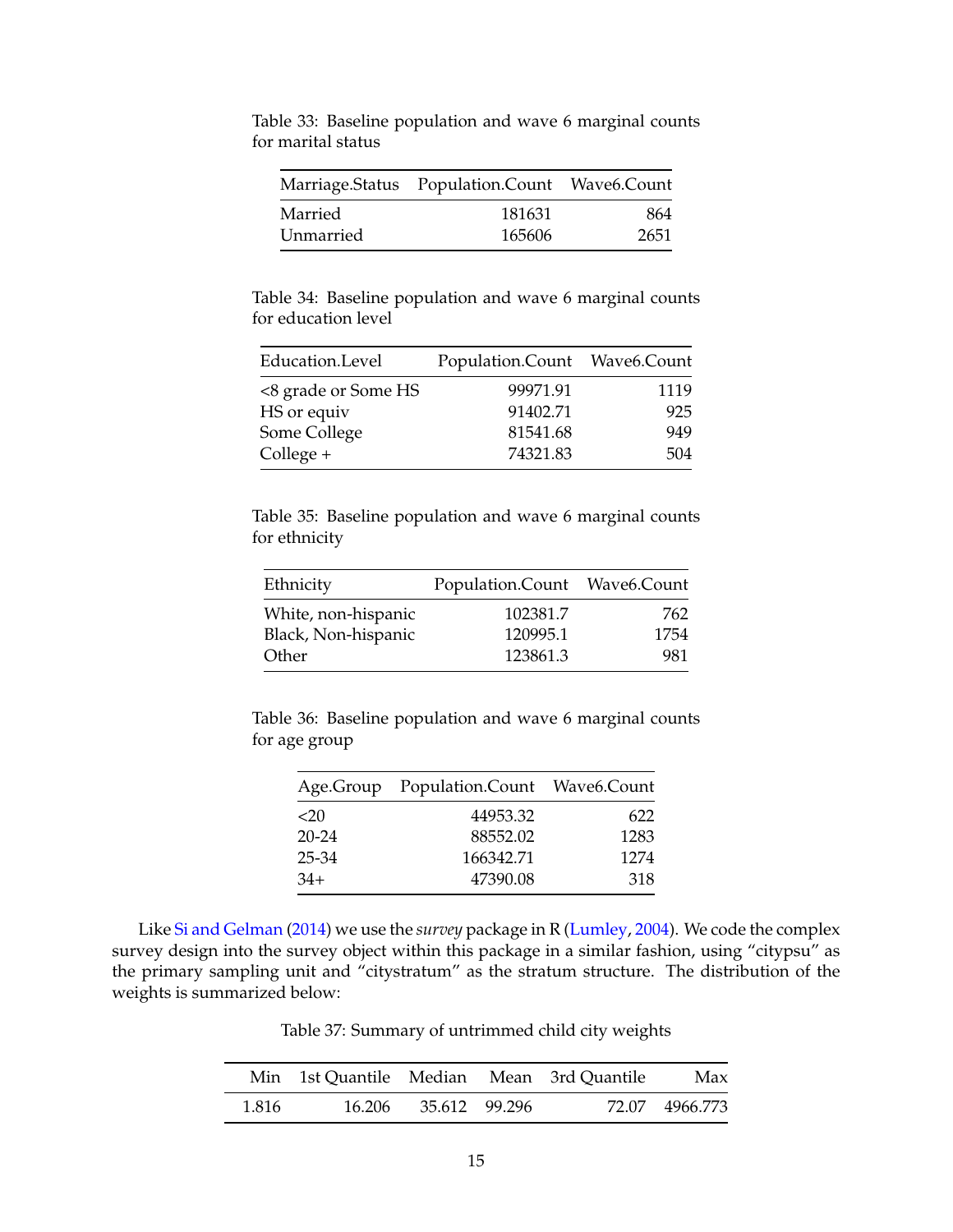Table 33: Baseline population and wave 6 marginal counts for marital status

| Marriage.Status | Population.Count | Wave6.Count |
|---|---|---|
| Married | 181631 | 864 |
| Unmarried | 165606 | 2651 |

Table 34: Baseline population and wave 6 marginal counts for education level

| Education.Level | Population.Count | Wave6.Count |
|---|---|---|
| <8 grade or Some HS | 99971.91 | 1119 |
| HS or equiv | 91402.71 | 925 |
| Some College | 81541.68 | 949 |
| College + | 74321.83 | 504 |

Table 35: Baseline population and wave 6 marginal counts for ethnicity

| Ethnicity | Population.Count | Wave6.Count |
|---|---|---|
| White, non-hispanic | 102381.7 | 762 |
| Black, Non-hispanic | 120995.1 | 1754 |
| Other | 123861.3 | 981 |

Table 36: Baseline population and wave 6 marginal counts for age group

| Age.Group | Population.Count | Wave6.Count |
|---|---|---|
| <20 | 44953.32 | 622 |
| 20-24 | 88552.02 | 1283 |
| 25-34 | 166342.71 | 1274 |
| 34+ | 47390.08 | 318 |

Like Si and Gelman (2014) we use the *survey* package in R (Lumley, 2004). We code the complex survey design into the survey object within this package in a similar fashion, using "citypsu" as the primary sampling unit and "citystratum" as the stratum structure. The distribution of the weights is summarized below:

Table 37: Summary of untrimmed child city weights

| Min | 1st Quantile | Median | Mean | 3rd Quantile | Max |
|---|---|---|---|---|---|
| 1.816 | 16.206 | 35.612 | 99.296 | 72.07 | 4966.773 |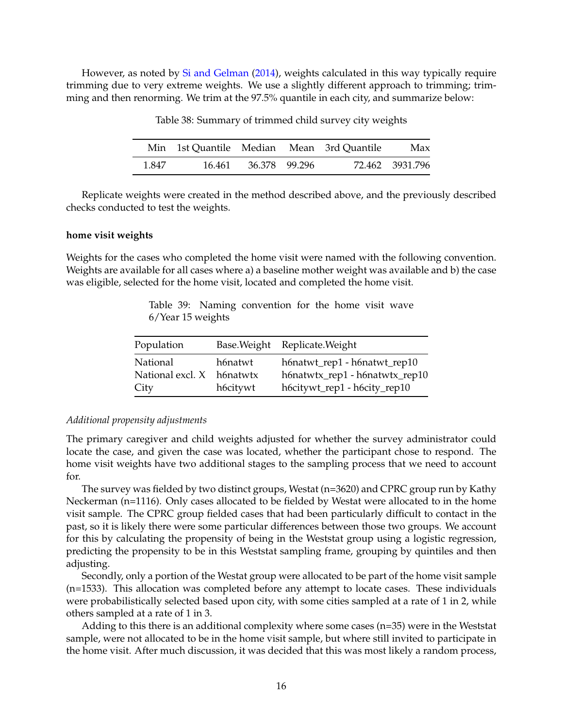However, as noted by Si and Gelman (2014), weights calculated in this way typically require trimming due to very extreme weights. We use a slightly different approach to trimming; trimming and then renorming. We trim at the 97.5% quantile in each city, and summarize below:

Table 38: Summary of trimmed child survey city weights

| Min | 1st Quantile | Median | Mean | 3rd Quantile | Max |
|---|---|---|---|---|---|
| 1.847 | 16.461 | 36.378 | 99.296 | 72.462 | 3931.796 |

Replicate weights were created in the method described above, and the previously described checks conducted to test the weights.

**home visit weights**

Weights for the cases who completed the home visit were named with the following convention. Weights are available for all cases where a) a baseline mother weight was available and b) the case was eligible, selected for the home visit, located and completed the home visit.

Table 39: Naming convention for the home visit wave 6/Year 15 weights

| Population | Base.Weight | Replicate.Weight |
|---|---|---|
| National | h6natwt | h6natwt_rep1 - h6natwt_rep10 |
| National excl. X | h6natwtx | h6natwtx_rep1 - h6natwtx_rep10 |
| City | h6citywt | h6citywt_rep1 - h6city_rep10 |

*Additional propensity adjustments*

The primary caregiver and child weights adjusted for whether the survey administrator could locate the case, and given the case was located, whether the participant chose to respond. The home visit weights have two additional stages to the sampling process that we need to account for.

The survey was fielded by two distinct groups, Westat (n=3620) and CPRC group run by Kathy Neckerman (n=1116). Only cases allocated to be fielded by Westat were allocated to in the home visit sample. The CPRC group fielded cases that had been particularly difficult to contact in the past, so it is likely there were some particular differences between those two groups. We account for this by calculating the propensity of being in the Weststat group using a logistic regression, predicting the propensity to be in this Weststat sampling frame, grouping by quintiles and then adjusting.

Secondly, only a portion of the Westat group were allocated to be part of the home visit sample (n=1533). This allocation was completed before any attempt to locate cases. These individuals were probabilistically selected based upon city, with some cities sampled at a rate of 1 in 2, while others sampled at a rate of 1 in 3.

Adding to this there is an additional complexity where some cases (n=35) were in the Weststat sample, were not allocated to be in the home visit sample, but where still invited to participate in the home visit. After much discussion, it was decided that this was most likely a random process,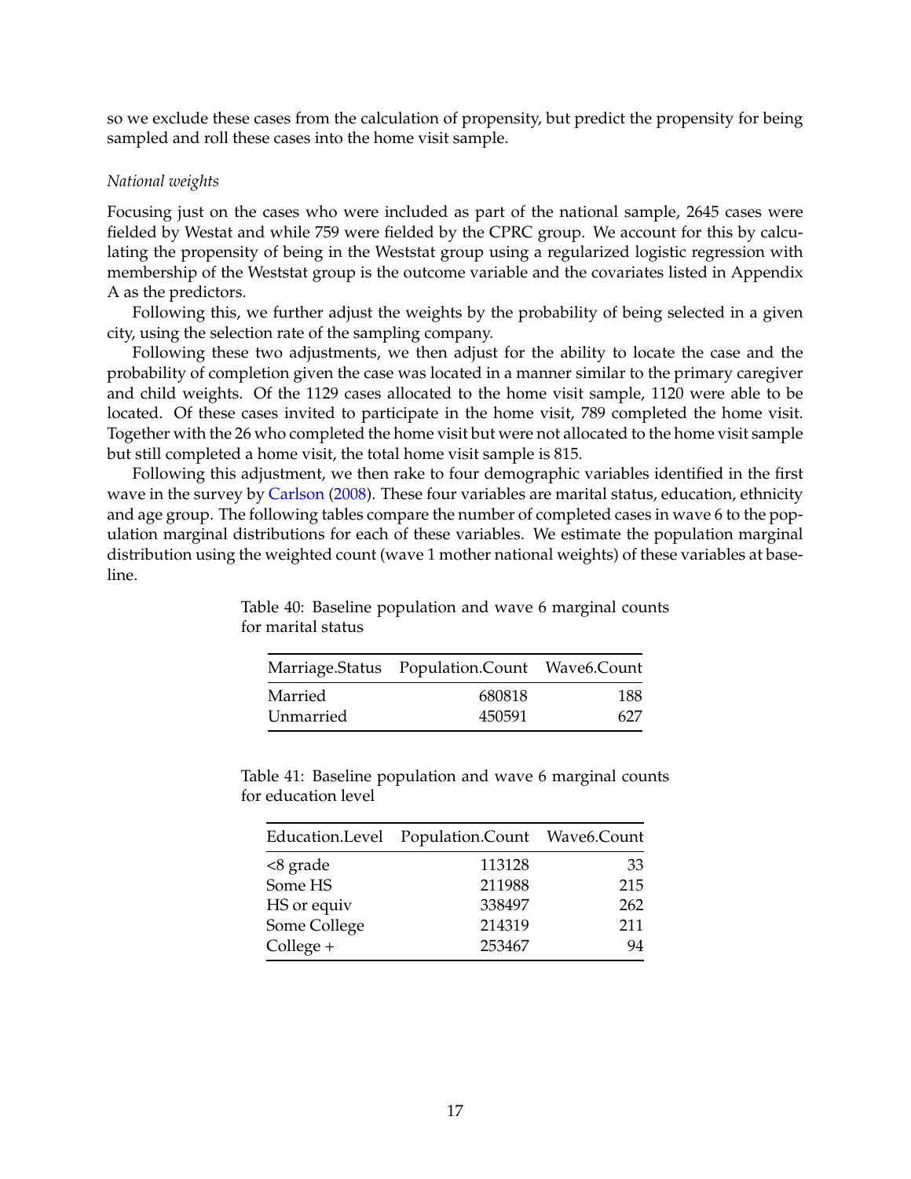so we exclude these cases from the calculation of propensity, but predict the propensity for being sampled and roll these cases into the home visit sample.

*National weights*

Focusing just on the cases who were included as part of the national sample, 2645 cases were fielded by Westat and while 759 were fielded by the CPRC group. We account for this by calculating the propensity of being in the Weststat group using a regularized logistic regression with membership of the Weststat group is the outcome variable and the covariates listed in Appendix A as the predictors.

Following this, we further adjust the weights by the probability of being selected in a given city, using the selection rate of the sampling company.

Following these two adjustments, we then adjust for the ability to locate the case and the probability of completion given the case was located in a manner similar to the primary caregiver and child weights. Of the 1129 cases allocated to the home visit sample, 1120 were able to be located. Of these cases invited to participate in the home visit, 789 completed the home visit. Together with the 26 who completed the home visit but were not allocated to the home visit sample but still completed a home visit, the total home visit sample is 815.

Following this adjustment, we then rake to four demographic variables identified in the first wave in the survey by Carlson (2008). These four variables are marital status, education, ethnicity and age group. The following tables compare the number of completed cases in wave 6 to the population marginal distributions for each of these variables. We estimate the population marginal distribution using the weighted count (wave 1 mother national weights) of these variables at baseline.

Table 40: Baseline population and wave 6 marginal counts for marital status

| Marriage.Status | Population.Count | Wave6.Count |
|---|---|---|
| Married | 680818 | 188 |
| Unmarried | 450591 | 627 |

Table 41: Baseline population and wave 6 marginal counts for education level

| Education.Level | Population.Count | Wave6.Count |
|---|---|---|
| <8 grade | 113128 | 33 |
| Some HS | 211988 | 215 |
| HS or equiv | 338497 | 262 |
| Some College | 214319 | 211 |
| College + | 253467 | 94 |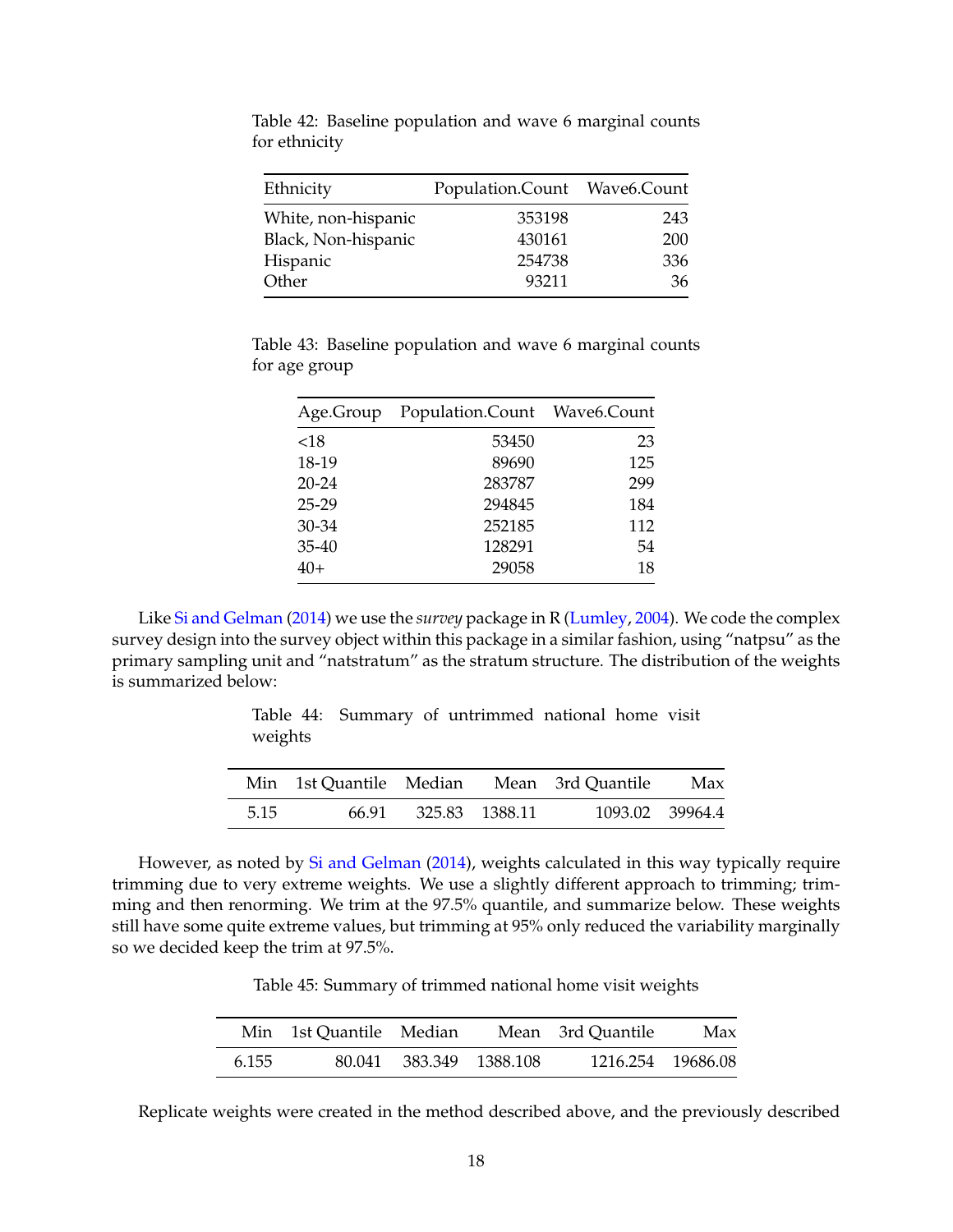Table 42: Baseline population and wave 6 marginal counts for ethnicity

| Ethnicity | Population.Count | Wave6.Count |
|---|---|---|
| White, non-hispanic | 353198 | 243 |
| Black, Non-hispanic | 430161 | 200 |
| Hispanic | 254738 | 336 |
| Other | 93211 | 36 |

Table 43: Baseline population and wave 6 marginal counts for age group

| Age.Group | Population.Count | Wave6.Count |
|---|---|---|
| <18 | 53450 | 23 |
| 18-19 | 89690 | 125 |
| 20-24 | 283787 | 299 |
| 25-29 | 294845 | 184 |
| 30-34 | 252185 | 112 |
| 35-40 | 128291 | 54 |
| 40+ | 29058 | 18 |

Like Si and Gelman (2014) we use the *survey* package in R (Lumley, 2004). We code the complex survey design into the survey object within this package in a similar fashion, using "natpsu" as the primary sampling unit and "natstratum" as the stratum structure. The distribution of the weights is summarized below:

Table 44: Summary of untrimmed national home visit weights

| Min | 1st Quantile | Median | Mean | 3rd Quantile | Max |
|---|---|---|---|---|---|
| 5.15 | 66.91 | 325.83 | 1388.11 | 1093.02 | 39964.4 |

However, as noted by Si and Gelman (2014), weights calculated in this way typically require trimming due to very extreme weights. We use a slightly different approach to trimming; trimming and then renorming. We trim at the 97.5% quantile, and summarize below. These weights still have some quite extreme values, but trimming at 95% only reduced the variability marginally so we decided keep the trim at 97.5%.

Table 45: Summary of trimmed national home visit weights

| Min | 1st Quantile | Median | Mean | 3rd Quantile | Max |
|---|---|---|---|---|---|
| 6.155 | 80.041 | 383.349 | 1388.108 | 1216.254 | 19686.08 |

Replicate weights were created in the method described above, and the previously described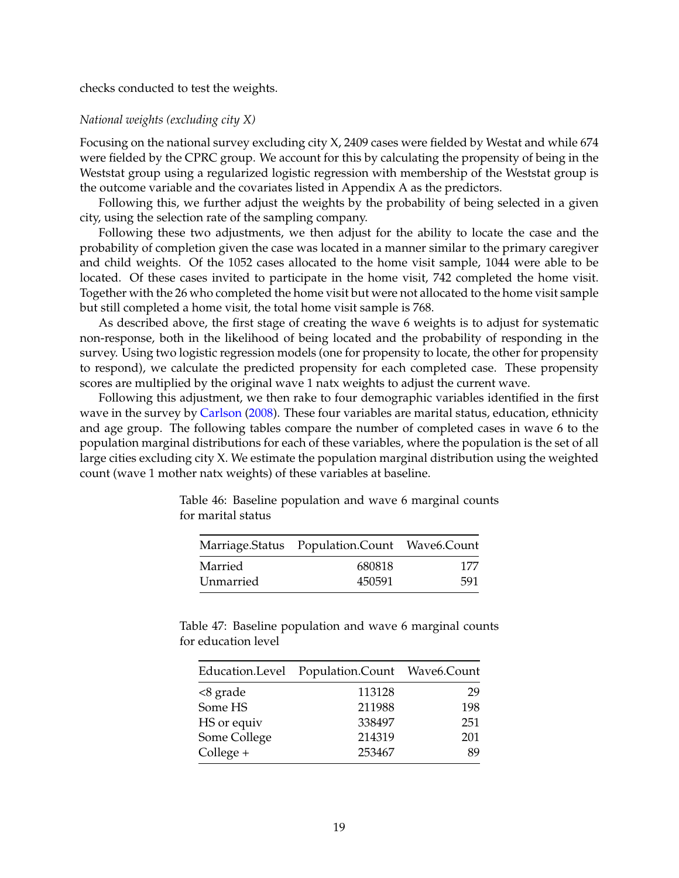checks conducted to test the weights.

*National weights (excluding city X)*

Focusing on the national survey excluding city X, 2409 cases were fielded by Westat and while 674 were fielded by the CPRC group. We account for this by calculating the propensity of being in the Weststat group using a regularized logistic regression with membership of the Weststat group is the outcome variable and the covariates listed in Appendix A as the predictors.

Following this, we further adjust the weights by the probability of being selected in a given city, using the selection rate of the sampling company.

Following these two adjustments, we then adjust for the ability to locate the case and the probability of completion given the case was located in a manner similar to the primary caregiver and child weights. Of the 1052 cases allocated to the home visit sample, 1044 were able to be located. Of these cases invited to participate in the home visit, 742 completed the home visit. Together with the 26 who completed the home visit but were not allocated to the home visit sample but still completed a home visit, the total home visit sample is 768.

As described above, the first stage of creating the wave 6 weights is to adjust for systematic non-response, both in the likelihood of being located and the probability of responding in the survey. Using two logistic regression models (one for propensity to locate, the other for propensity to respond), we calculate the predicted propensity for each completed case. These propensity scores are multiplied by the original wave 1 natx weights to adjust the current wave.

Following this adjustment, we then rake to four demographic variables identified in the first wave in the survey by Carlson (2008). These four variables are marital status, education, ethnicity and age group. The following tables compare the number of completed cases in wave 6 to the population marginal distributions for each of these variables, where the population is the set of all large cities excluding city X. We estimate the population marginal distribution using the weighted count (wave 1 mother natx weights) of these variables at baseline.

Table 46: Baseline population and wave 6 marginal counts for marital status

| Marriage.Status | Population.Count | Wave6.Count |
|---|---|---|
| Married | 680818 | 177 |
| Unmarried | 450591 | 591 |

Table 47: Baseline population and wave 6 marginal counts for education level

| Education.Level | Population.Count | Wave6.Count |
|---|---|---|
| <8 grade | 113128 | 29 |
| Some HS | 211988 | 198 |
| HS or equiv | 338497 | 251 |
| Some College | 214319 | 201 |
| College + | 253467 | 89 |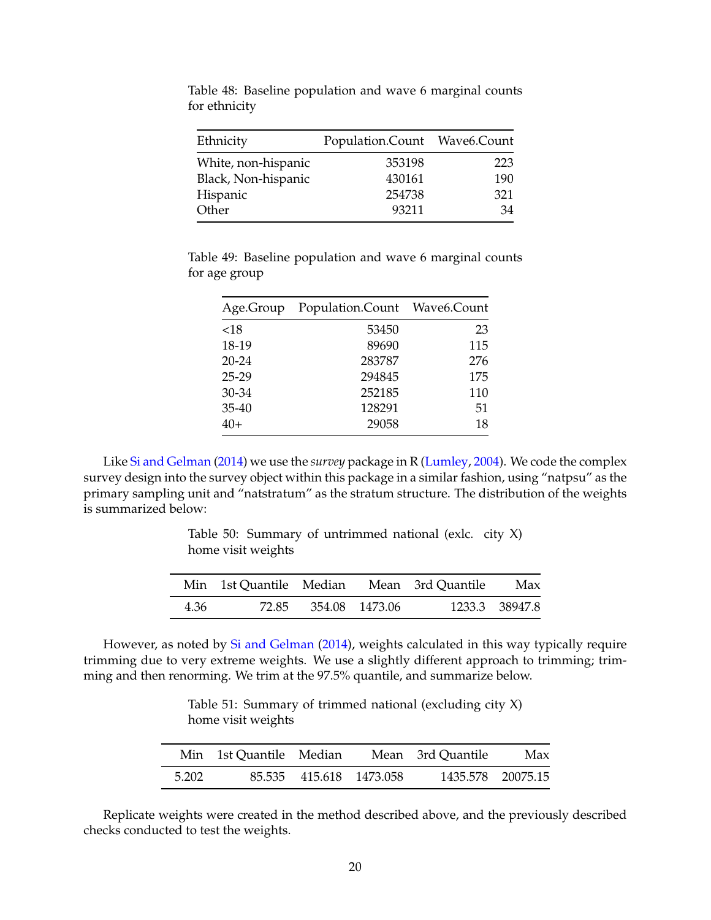Table 48: Baseline population and wave 6 marginal counts for ethnicity

| Ethnicity | Population.Count | Wave6.Count |
|---|---|---|
| White, non-hispanic | 353198 | 223 |
| Black, Non-hispanic | 430161 | 190 |
| Hispanic | 254738 | 321 |
| Other | 93211 | 34 |

Table 49: Baseline population and wave 6 marginal counts for age group

| Age.Group | Population.Count | Wave6.Count |
|---|---|---|
| <18 | 53450 | 23 |
| 18-19 | 89690 | 115 |
| 20-24 | 283787 | 276 |
| 25-29 | 294845 | 175 |
| 30-34 | 252185 | 110 |
| 35-40 | 128291 | 51 |
| 40+ | 29058 | 18 |

Like Si and Gelman (2014) we use the *survey* package in R (Lumley, 2004). We code the complex survey design into the survey object within this package in a similar fashion, using "natpsu" as the primary sampling unit and "natstratum" as the stratum structure. The distribution of the weights is summarized below:

Table 50: Summary of untrimmed national (exlc. city X) home visit weights

| Min | 1st Quantile | Median | Mean | 3rd Quantile | Max |
|---|---|---|---|---|---|
| 4.36 | 72.85 | 354.08 | 1473.06 | 1233.3 | 38947.8 |

However, as noted by Si and Gelman (2014), weights calculated in this way typically require trimming due to very extreme weights. We use a slightly different approach to trimming; trimming and then renorming. We trim at the 97.5% quantile, and summarize below.

Table 51: Summary of trimmed national (excluding city X) home visit weights

| Min | 1st Quantile | Median | Mean | 3rd Quantile | Max |
|---|---|---|---|---|---|
| 5.202 | 85.535 | 415.618 | 1473.058 | 1435.578 | 20075.15 |

Replicate weights were created in the method described above, and the previously described checks conducted to test the weights.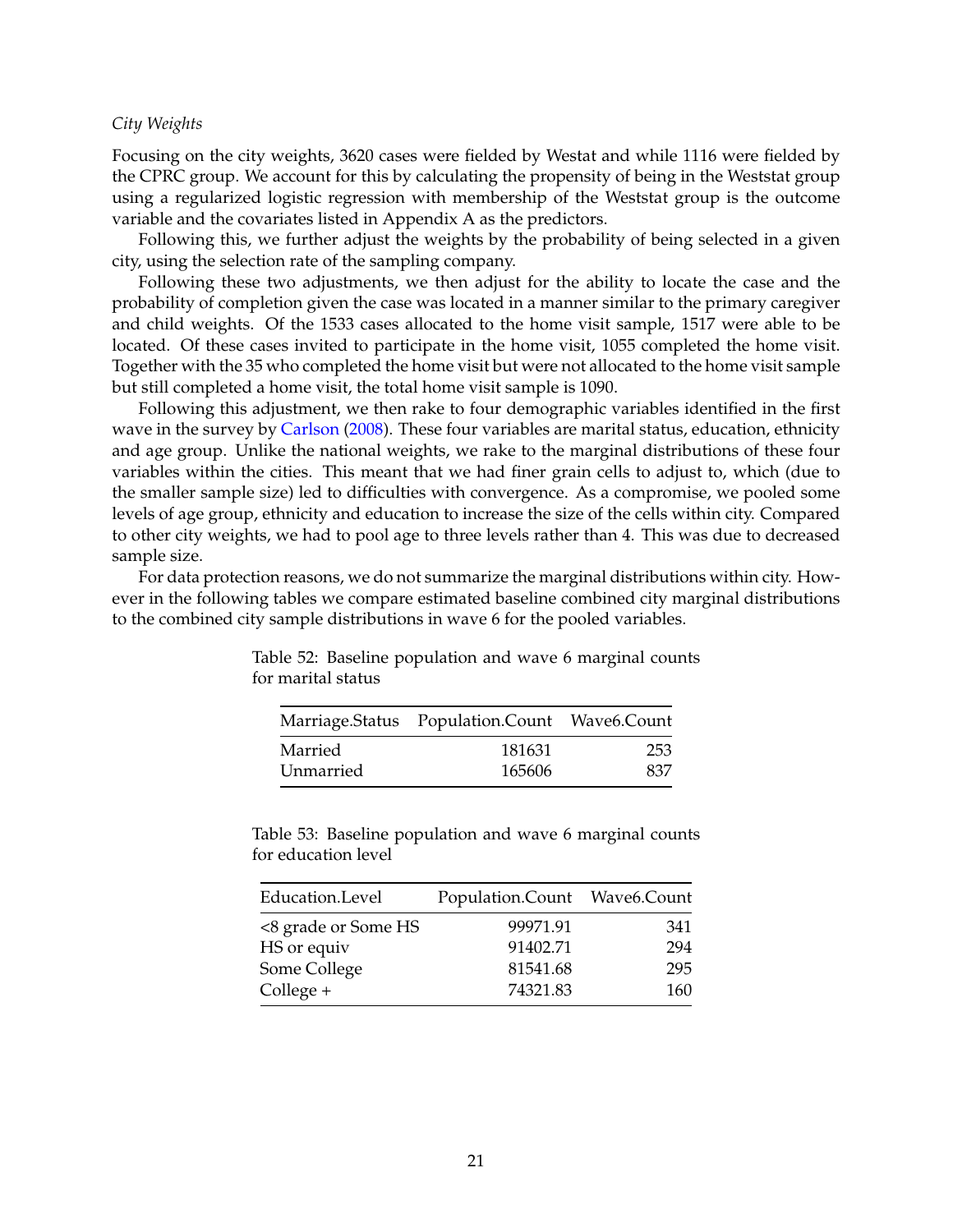*City Weights*

Focusing on the city weights, 3620 cases were fielded by Westat and while 1116 were fielded by the CPRC group. We account for this by calculating the propensity of being in the Weststat group using a regularized logistic regression with membership of the Weststat group is the outcome variable and the covariates listed in Appendix A as the predictors.

Following this, we further adjust the weights by the probability of being selected in a given city, using the selection rate of the sampling company.

Following these two adjustments, we then adjust for the ability to locate the case and the probability of completion given the case was located in a manner similar to the primary caregiver and child weights. Of the 1533 cases allocated to the home visit sample, 1517 were able to be located. Of these cases invited to participate in the home visit, 1055 completed the home visit. Together with the 35 who completed the home visit but were not allocated to the home visit sample but still completed a home visit, the total home visit sample is 1090.

Following this adjustment, we then rake to four demographic variables identified in the first wave in the survey by Carlson (2008). These four variables are marital status, education, ethnicity and age group. Unlike the national weights, we rake to the marginal distributions of these four variables within the cities. This meant that we had finer grain cells to adjust to, which (due to the smaller sample size) led to difficulties with convergence. As a compromise, we pooled some levels of age group, ethnicity and education to increase the size of the cells within city. Compared to other city weights, we had to pool age to three levels rather than 4. This was due to decreased sample size.

For data protection reasons, we do not summarize the marginal distributions within city. However in the following tables we compare estimated baseline combined city marginal distributions to the combined city sample distributions in wave 6 for the pooled variables.

Table 52: Baseline population and wave 6 marginal counts for marital status

| Marriage.Status | Population.Count | Wave6.Count |
|---|---|---|
| Married | 181631 | 253 |
| Unmarried | 165606 | 837 |

Table 53: Baseline population and wave 6 marginal counts for education level

| Education.Level | Population.Count | Wave6.Count |
|---|---|---|
| <8 grade or Some HS | 99971.91 | 341 |
| HS or equiv | 91402.71 | 294 |
| Some College | 81541.68 | 295 |
| College + | 74321.83 | 160 |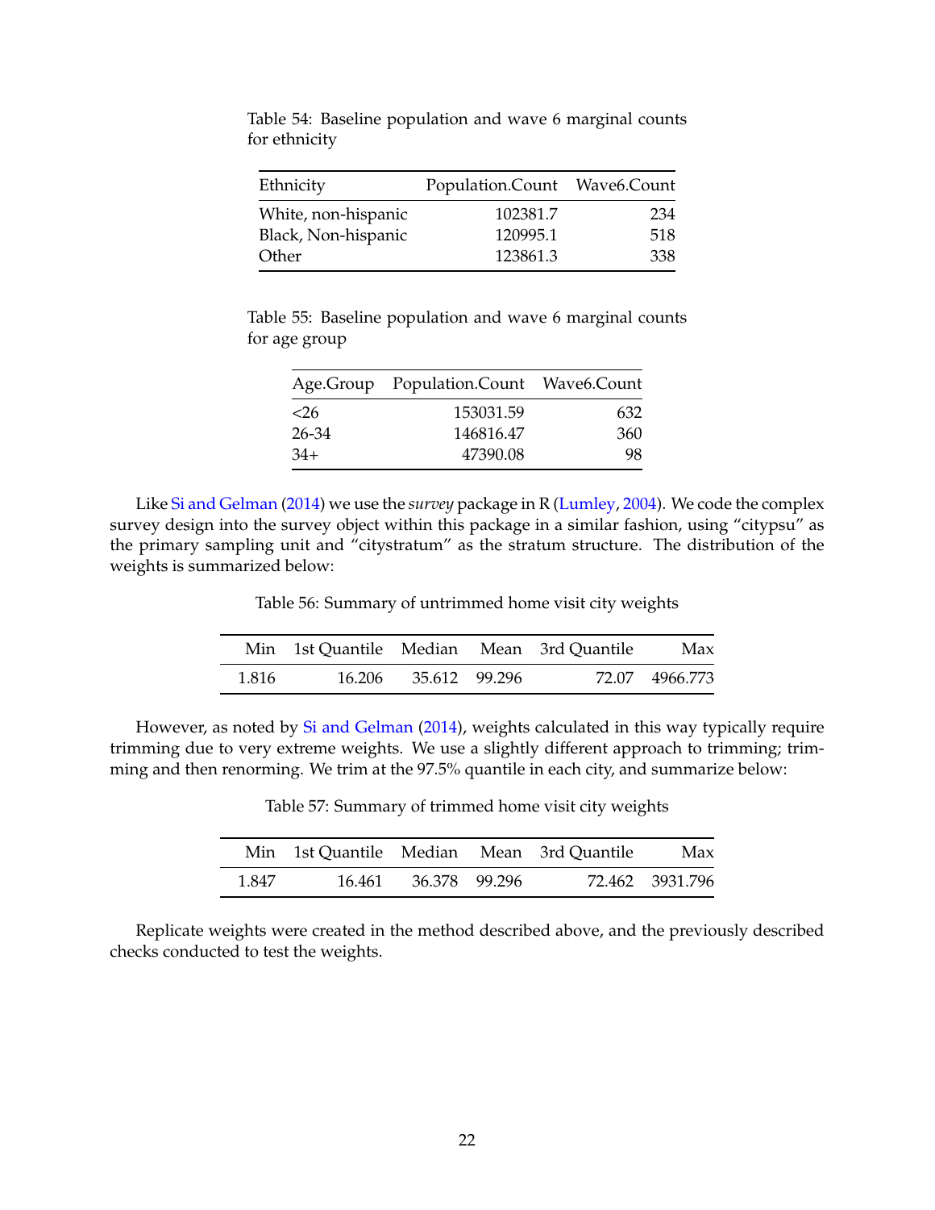Table 54: Baseline population and wave 6 marginal counts for ethnicity

| Ethnicity | Population.Count | Wave6.Count |
|---|---|---|
| White, non-hispanic | 102381.7 | 234 |
| Black, Non-hispanic | 120995.1 | 518 |
| Other | 123861.3 | 338 |

Table 55: Baseline population and wave 6 marginal counts for age group

| Age.Group | Population.Count | Wave6.Count |
|---|---|---|
| <26 | 153031.59 | 632 |
| 26-34 | 146816.47 | 360 |
| 34+ | 47390.08 | 98 |

Like Si and Gelman (2014) we use the *survey* package in R (Lumley, 2004). We code the complex survey design into the survey object within this package in a similar fashion, using "citypsu" as the primary sampling unit and "citystratum" as the stratum structure. The distribution of the weights is summarized below:

Table 56: Summary of untrimmed home visit city weights

| Min | 1st Quantile | Median | Mean | 3rd Quantile | Max |
|---|---|---|---|---|---|
| 1.816 | 16.206 | 35.612 | 99.296 | 72.07 | 4966.773 |

However, as noted by Si and Gelman (2014), weights calculated in this way typically require trimming due to very extreme weights. We use a slightly different approach to trimming; trimming and then renorming. We trim at the 97.5% quantile in each city, and summarize below:

Table 57: Summary of trimmed home visit city weights

| Min | 1st Quantile | Median | Mean | 3rd Quantile | Max |
|---|---|---|---|---|---|
| 1.847 | 16.461 | 36.378 | 99.296 | 72.462 | 3931.796 |

Replicate weights were created in the method described above, and the previously described checks conducted to test the weights.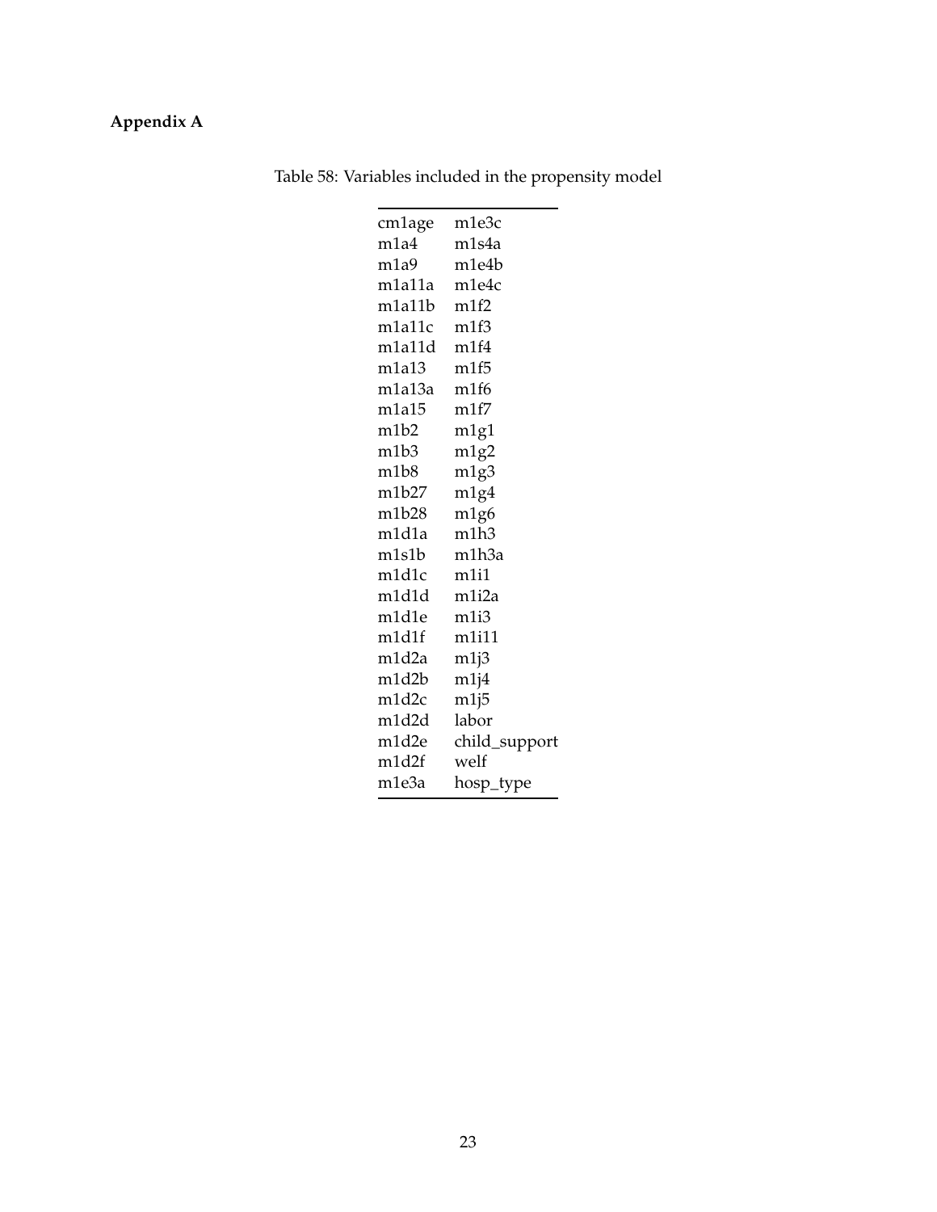# Appendix A

Table 58: Variables included in the propensity model

| | |
|---|---|
| cm1age | m1e3c |
| m1a4 | m1s4a |
| m1a9 | m1e4b |
| m1a11a | m1e4c |
| m1a11b | m1f2 |
| m1a11c | m1f3 |
| m1a11d | m1f4 |
| m1a13 | m1f5 |
| m1a13a | m1f6 |
| m1a15 | m1f7 |
| m1b2 | m1g1 |
| m1b3 | m1g2 |
| m1b8 | m1g3 |
| m1b27 | m1g4 |
| m1b28 | m1g6 |
| m1d1a | m1h3 |
| m1s1b | m1h3a |
| m1d1c | m1i1 |
| m1d1d | m1i2a |
| m1d1e | m1i3 |
| m1d1f | m1i11 |
| m1d2a | m1j3 |
| m1d2b | m1j4 |
| m1d2c | m1j5 |
| m1d2d | labor |
| m1d2e | child_support |
| m1d2f | welf |
| m1e3a | hosp_type |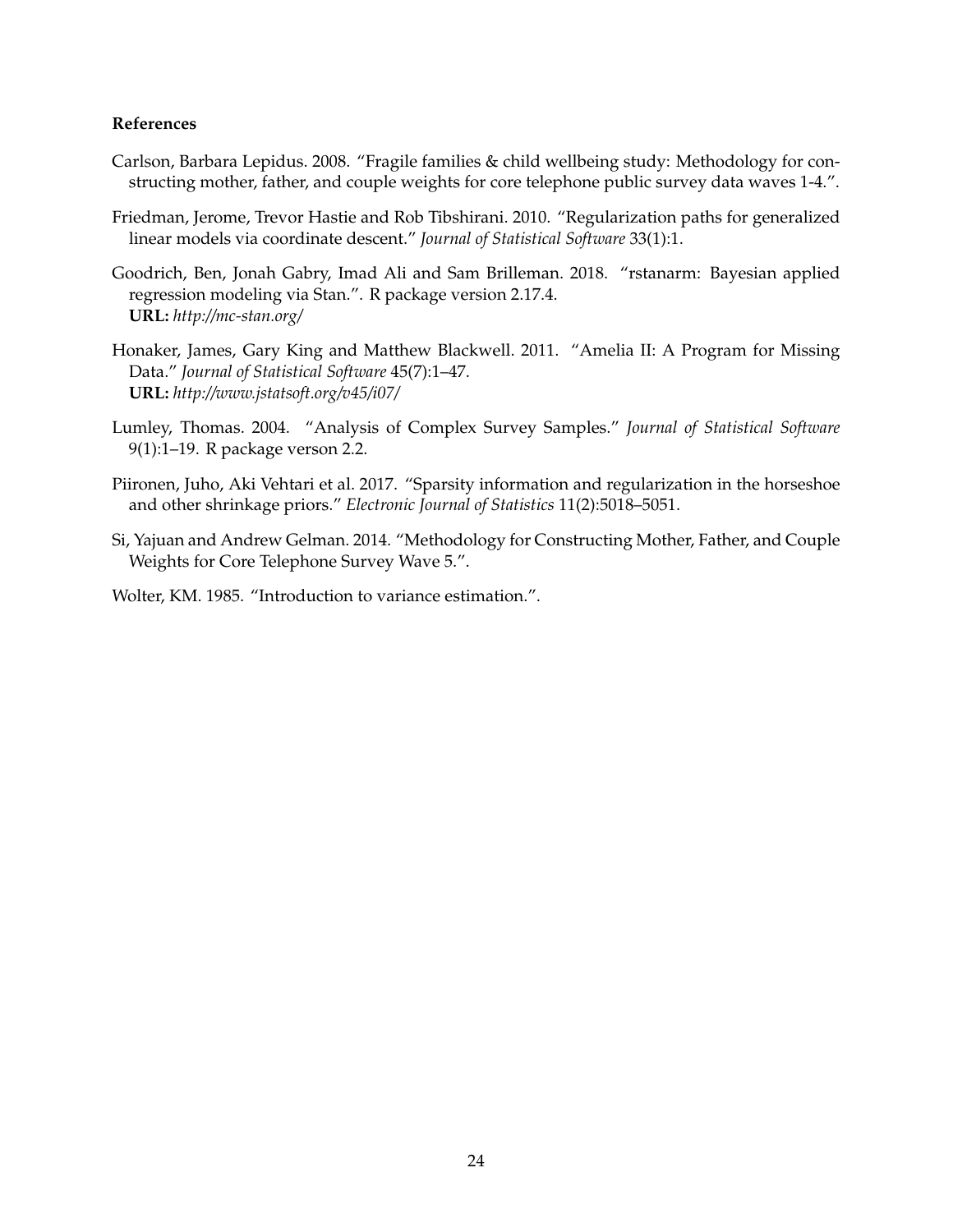**References**

Carlson, Barbara Lepidus. 2008. "Fragile families & child wellbeing study: Methodology for constructing mother, father, and couple weights for core telephone public survey data waves 1-4.".

Friedman, Jerome, Trevor Hastie and Rob Tibshirani. 2010. "Regularization paths for generalized linear models via coordinate descent." *Journal of Statistical Software* 33(1):1.

Goodrich, Ben, Jonah Gabry, Imad Ali and Sam Brilleman. 2018. "rstanarm: Bayesian applied regression modeling via Stan.". R package version 2.17.4.
**URL:** *http://mc-stan.org/*

Honaker, James, Gary King and Matthew Blackwell. 2011. "Amelia II: A Program for Missing Data." *Journal of Statistical Software* 45(7):1–47.
**URL:** *http://www.jstatsoft.org/v45/i07/*

Lumley, Thomas. 2004. "Analysis of Complex Survey Samples." *Journal of Statistical Software* 9(1):1–19. R package verson 2.2.

Piironen, Juho, Aki Vehtari et al. 2017. "Sparsity information and regularization in the horseshoe and other shrinkage priors." *Electronic Journal of Statistics* 11(2):5018–5051.

Si, Yajuan and Andrew Gelman. 2014. "Methodology for Constructing Mother, Father, and Couple Weights for Core Telephone Survey Wave 5.".

Wolter, KM. 1985. "Introduction to variance estimation.".